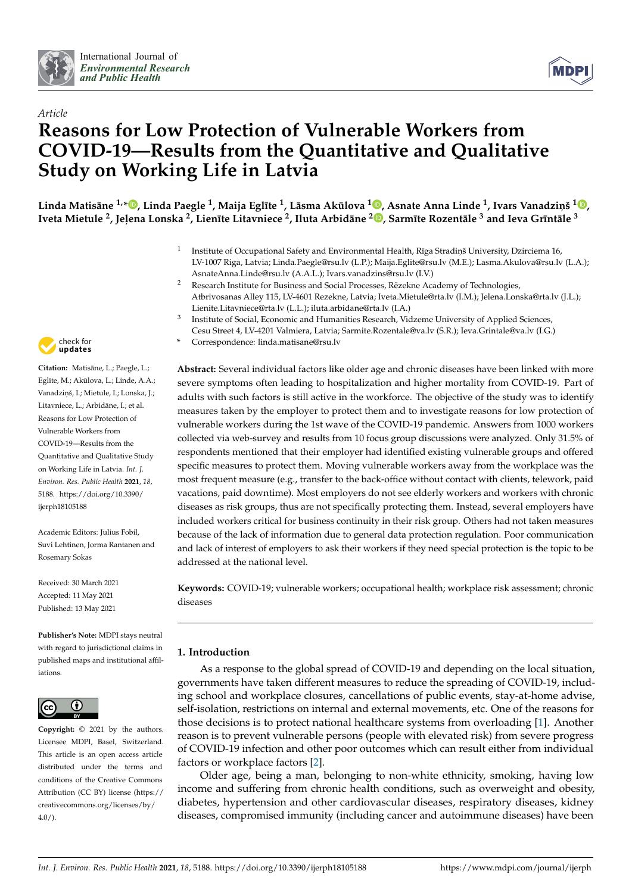*Article*

# Reasons for Low Protection of Vulnerable Workers from COVID-19—Results from the Quantitative and Qualitative Study on Working Life in Latvia

**Linda Matisāne [1,*], Linda Paegle [1], Maija Eglīte [1], Lāsma Akūlova [1], Asnate Anna Linde [1], Ivars Vanadziņš [1], Iveta Mietule [2], Jeļena Lonska [2], Lienīte Litavniece [2], Iluta Arbidāne [2], Sarmīte Rozentāle [3] and Ieva Grīntāle [3]**

[1] Institute of Occupational Safety and Environmental Health, Rīga Stradiņš University, Dzirciema 16, LV-1007 Riga, Latvia; Linda.Paegle@rsu.lv (L.P.); Maija.Eglite@rsu.lv (M.E.); Lasma.Akulova@rsu.lv (L.A.); AsnateAnna.Linde@rsu.lv (A.A.L.); Ivars.vanadzins@rsu.lv (I.V.)

[2] Research Institute for Business and Social Processes, Rēzekne Academy of Technologies, Atbrivosanas Alley 115, LV-4601 Rezekne, Latvia; Iveta.Mietule@rta.lv (I.M.); Jelena.Lonska@rta.lv (J.L.); Lienite.Litavniece@rta.lv (L.L.); iluta.arbidane@rta.lv (I.A.)

[3] Institute of Social, Economic and Humanities Research, Vidzeme University of Applied Sciences, Cesu Street 4, LV-4201 Valmiera, Latvia; Sarmite.Rozentale@va.lv (S.R.); Ieva.Grintale@va.lv (I.G.)

\* Correspondence: linda.matisane@rsu.lv

**Citation:** Matisāne, L.; Paegle, L.; Eglīte, M.; Akūlova, L.; Linde, A.A.; Vanadziņš, I.; Mietule, I.; Lonska, J.; Litavniece, L.; Arbidāne, I.; et al. Reasons for Low Protection of Vulnerable Workers from COVID-19—Results from the Quantitative and Qualitative Study on Working Life in Latvia. *Int. J. Environ. Res. Public Health* **2021**, *18*, 5188. https://doi.org/10.3390/ijerph18105188

Academic Editors: Julius Fobil, Suvi Lehtinen, Jorma Rantanen and Rosemary Sokas

Received: 30 March 2021
Accepted: 11 May 2021
Published: 13 May 2021

**Publisher's Note:** MDPI stays neutral with regard to jurisdictional claims in published maps and institutional affiliations.

**Copyright:** © 2021 by the authors. Licensee MDPI, Basel, Switzerland. This article is an open access article distributed under the terms and conditions of the Creative Commons Attribution (CC BY) license (https://creativecommons.org/licenses/by/4.0/).

**Abstract:** Several individual factors like older age and chronic diseases have been linked with more severe symptoms often leading to hospitalization and higher mortality from COVID-19. Part of adults with such factors is still active in the workforce. The objective of the study was to identify measures taken by the employer to protect them and to investigate reasons for low protection of vulnerable workers during the 1st wave of the COVID-19 pandemic. Answers from 1000 workers collected via web-survey and results from 10 focus group discussions were analyzed. Only 31.5% of respondents mentioned that their employer had identified existing vulnerable groups and offered specific measures to protect them. Moving vulnerable workers away from the workplace was the most frequent measure (e.g., transfer to the back-office without contact with clients, telework, paid vacations, paid downtime). Most employers do not see elderly workers and workers with chronic diseases as risk groups, thus are not specifically protecting them. Instead, several employers have included workers critical for business continuity in their risk group. Others had not taken measures because of the lack of information due to general data protection regulation. Poor communication and lack of interest of employers to ask their workers if they need special protection is the topic to be addressed at the national level.

**Keywords:** COVID-19; vulnerable workers; occupational health; workplace risk assessment; chronic diseases

## 1. Introduction

As a response to the global spread of COVID-19 and depending on the local situation, governments have taken different measures to reduce the spreading of COVID-19, including school and workplace closures, cancellations of public events, stay-at-home advise, self-isolation, restrictions on internal and external movements, etc. One of the reasons for those decisions is to protect national healthcare systems from overloading [1]. Another reason is to prevent vulnerable persons (people with elevated risk) from severe progress of COVID-19 infection and other poor outcomes which can result either from individual factors or workplace factors [2].

Older age, being a man, belonging to non-white ethnicity, smoking, having low income and suffering from chronic health conditions, such as overweight and obesity, diabetes, hypertension and other cardiovascular diseases, respiratory diseases, kidney diseases, compromised immunity (including cancer and autoimmune diseases) have been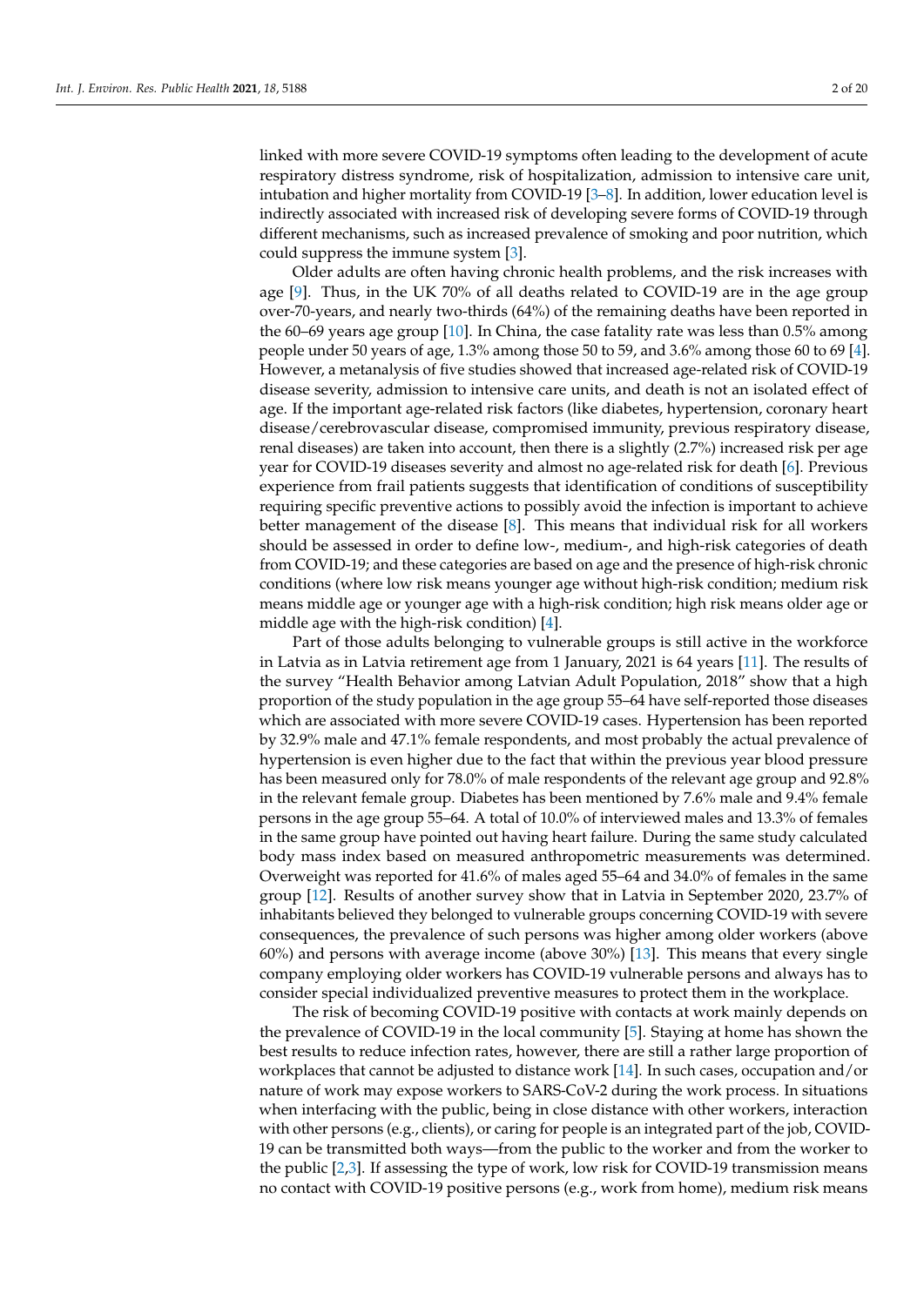linked with more severe COVID-19 symptoms often leading to the development of acute respiratory distress syndrome, risk of hospitalization, admission to intensive care unit, intubation and higher mortality from COVID-19 [3–8]. In addition, lower education level is indirectly associated with increased risk of developing severe forms of COVID-19 through different mechanisms, such as increased prevalence of smoking and poor nutrition, which could suppress the immune system [3].

Older adults are often having chronic health problems, and the risk increases with age [9]. Thus, in the UK 70% of all deaths related to COVID-19 are in the age group over-70-years, and nearly two-thirds (64%) of the remaining deaths have been reported in the 60–69 years age group [10]. In China, the case fatality rate was less than 0.5% among people under 50 years of age, 1.3% among those 50 to 59, and 3.6% among those 60 to 69 [4]. However, a metanalysis of five studies showed that increased age-related risk of COVID-19 disease severity, admission to intensive care units, and death is not an isolated effect of age. If the important age-related risk factors (like diabetes, hypertension, coronary heart disease/cerebrovascular disease, compromised immunity, previous respiratory disease, renal diseases) are taken into account, then there is a slightly (2.7%) increased risk per age year for COVID-19 diseases severity and almost no age-related risk for death [6]. Previous experience from frail patients suggests that identification of conditions of susceptibility requiring specific preventive actions to possibly avoid the infection is important to achieve better management of the disease [8]. This means that individual risk for all workers should be assessed in order to define low-, medium-, and high-risk categories of death from COVID-19; and these categories are based on age and the presence of high-risk chronic conditions (where low risk means younger age without high-risk condition; medium risk means middle age or younger age with a high-risk condition; high risk means older age or middle age with the high-risk condition) [4].

Part of those adults belonging to vulnerable groups is still active in the workforce in Latvia as in Latvia retirement age from 1 January, 2021 is 64 years [11]. The results of the survey "Health Behavior among Latvian Adult Population, 2018" show that a high proportion of the study population in the age group 55–64 have self-reported those diseases which are associated with more severe COVID-19 cases. Hypertension has been reported by 32.9% male and 47.1% female respondents, and most probably the actual prevalence of hypertension is even higher due to the fact that within the previous year blood pressure has been measured only for 78.0% of male respondents of the relevant age group and 92.8% in the relevant female group. Diabetes has been mentioned by 7.6% male and 9.4% female persons in the age group 55–64. A total of 10.0% of interviewed males and 13.3% of females in the same group have pointed out having heart failure. During the same study calculated body mass index based on measured anthropometric measurements was determined. Overweight was reported for 41.6% of males aged 55–64 and 34.0% of females in the same group [12]. Results of another survey show that in Latvia in September 2020, 23.7% of inhabitants believed they belonged to vulnerable groups concerning COVID-19 with severe consequences, the prevalence of such persons was higher among older workers (above 60%) and persons with average income (above 30%) [13]. This means that every single company employing older workers has COVID-19 vulnerable persons and always has to consider special individualized preventive measures to protect them in the workplace.

The risk of becoming COVID-19 positive with contacts at work mainly depends on the prevalence of COVID-19 in the local community [5]. Staying at home has shown the best results to reduce infection rates, however, there are still a rather large proportion of workplaces that cannot be adjusted to distance work [14]. In such cases, occupation and/or nature of work may expose workers to SARS-CoV-2 during the work process. In situations when interfacing with the public, being in close distance with other workers, interaction with other persons (e.g., clients), or caring for people is an integrated part of the job, COVID-19 can be transmitted both ways—from the public to the worker and from the worker to the public [2,3]. If assessing the type of work, low risk for COVID-19 transmission means no contact with COVID-19 positive persons (e.g., work from home), medium risk means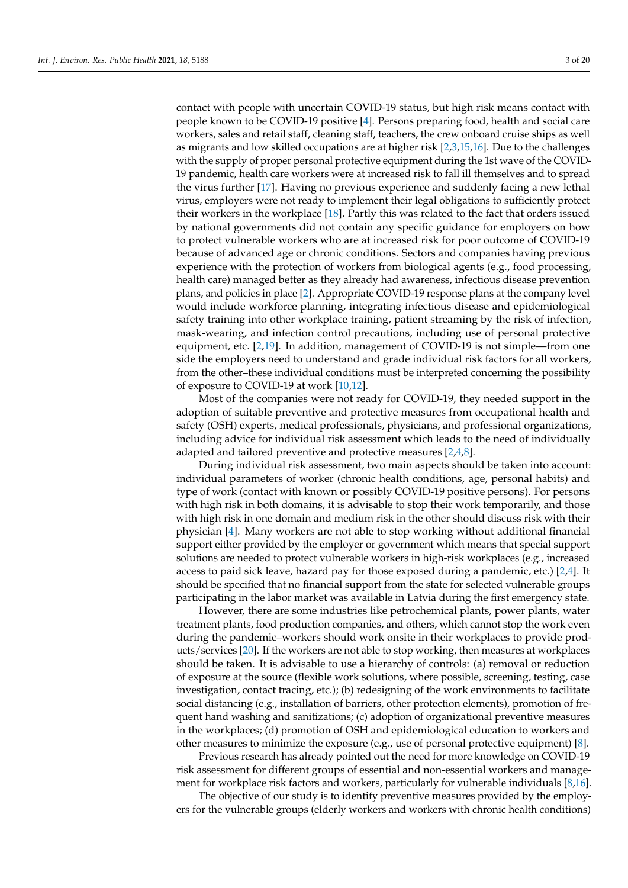contact with people with uncertain COVID-19 status, but high risk means contact with people known to be COVID-19 positive [4]. Persons preparing food, health and social care workers, sales and retail staff, cleaning staff, teachers, the crew onboard cruise ships as well as migrants and low skilled occupations are at higher risk [2,3,15,16]. Due to the challenges with the supply of proper personal protective equipment during the 1st wave of the COVID-19 pandemic, health care workers were at increased risk to fall ill themselves and to spread the virus further [17]. Having no previous experience and suddenly facing a new lethal virus, employers were not ready to implement their legal obligations to sufficiently protect their workers in the workplace [18]. Partly this was related to the fact that orders issued by national governments did not contain any specific guidance for employers on how to protect vulnerable workers who are at increased risk for poor outcome of COVID-19 because of advanced age or chronic conditions. Sectors and companies having previous experience with the protection of workers from biological agents (e.g., food processing, health care) managed better as they already had awareness, infectious disease prevention plans, and policies in place [2]. Appropriate COVID-19 response plans at the company level would include workforce planning, integrating infectious disease and epidemiological safety training into other workplace training, patient streaming by the risk of infection, mask-wearing, and infection control precautions, including use of personal protective equipment, etc. [2,19]. In addition, management of COVID-19 is not simple—from one side the employers need to understand and grade individual risk factors for all workers, from the other–these individual conditions must be interpreted concerning the possibility of exposure to COVID-19 at work [10,12].

Most of the companies were not ready for COVID-19, they needed support in the adoption of suitable preventive and protective measures from occupational health and safety (OSH) experts, medical professionals, physicians, and professional organizations, including advice for individual risk assessment which leads to the need of individually adapted and tailored preventive and protective measures [2,4,8].

During individual risk assessment, two main aspects should be taken into account: individual parameters of worker (chronic health conditions, age, personal habits) and type of work (contact with known or possibly COVID-19 positive persons). For persons with high risk in both domains, it is advisable to stop their work temporarily, and those with high risk in one domain and medium risk in the other should discuss risk with their physician [4]. Many workers are not able to stop working without additional financial support either provided by the employer or government which means that special support solutions are needed to protect vulnerable workers in high-risk workplaces (e.g., increased access to paid sick leave, hazard pay for those exposed during a pandemic, etc.) [2,4]. It should be specified that no financial support from the state for selected vulnerable groups participating in the labor market was available in Latvia during the first emergency state.

However, there are some industries like petrochemical plants, power plants, water treatment plants, food production companies, and others, which cannot stop the work even during the pandemic–workers should work onsite in their workplaces to provide products/services [20]. If the workers are not able to stop working, then measures at workplaces should be taken. It is advisable to use a hierarchy of controls: (a) removal or reduction of exposure at the source (flexible work solutions, where possible, screening, testing, case investigation, contact tracing, etc.); (b) redesigning of the work environments to facilitate social distancing (e.g., installation of barriers, other protection elements), promotion of frequent hand washing and sanitizations; (c) adoption of organizational preventive measures in the workplaces; (d) promotion of OSH and epidemiological education to workers and other measures to minimize the exposure (e.g., use of personal protective equipment) [8].

Previous research has already pointed out the need for more knowledge on COVID-19 risk assessment for different groups of essential and non-essential workers and management for workplace risk factors and workers, particularly for vulnerable individuals [8,16].

The objective of our study is to identify preventive measures provided by the employers for the vulnerable groups (elderly workers and workers with chronic health conditions)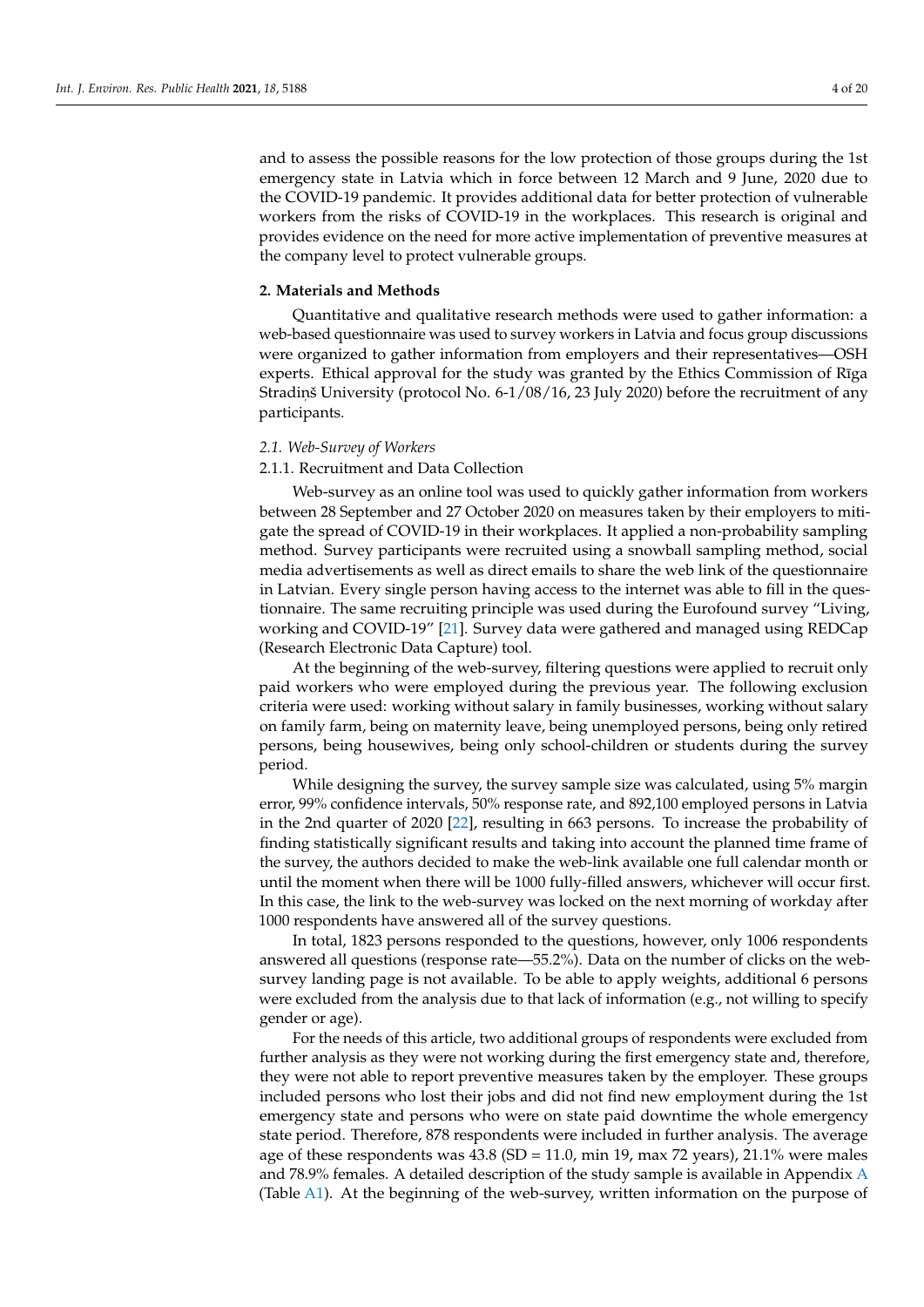and to assess the possible reasons for the low protection of those groups during the 1st emergency state in Latvia which in force between 12 March and 9 June, 2020 due to the COVID-19 pandemic. It provides additional data for better protection of vulnerable workers from the risks of COVID-19 in the workplaces. This research is original and provides evidence on the need for more active implementation of preventive measures at the company level to protect vulnerable groups.

## 2. Materials and Methods

Quantitative and qualitative research methods were used to gather information: a web-based questionnaire was used to survey workers in Latvia and focus group discussions were organized to gather information from employers and their representatives—OSH experts. Ethical approval for the study was granted by the Ethics Commission of Rīga Stradiņš University (protocol No. 6-1/08/16, 23 July 2020) before the recruitment of any participants.

### *2.1. Web-Survey of Workers*

#### 2.1.1. Recruitment and Data Collection

Web-survey as an online tool was used to quickly gather information from workers between 28 September and 27 October 2020 on measures taken by their employers to mitigate the spread of COVID-19 in their workplaces. It applied a non-probability sampling method. Survey participants were recruited using a snowball sampling method, social media advertisements as well as direct emails to share the web link of the questionnaire in Latvian. Every single person having access to the internet was able to fill in the questionnaire. The same recruiting principle was used during the Eurofound survey "Living, working and COVID-19" [21]. Survey data were gathered and managed using REDCap (Research Electronic Data Capture) tool.

At the beginning of the web-survey, filtering questions were applied to recruit only paid workers who were employed during the previous year. The following exclusion criteria were used: working without salary in family businesses, working without salary on family farm, being on maternity leave, being unemployed persons, being only retired persons, being housewives, being only school-children or students during the survey period.

While designing the survey, the survey sample size was calculated, using 5% margin error, 99% confidence intervals, 50% response rate, and 892,100 employed persons in Latvia in the 2nd quarter of 2020 [22], resulting in 663 persons. To increase the probability of finding statistically significant results and taking into account the planned time frame of the survey, the authors decided to make the web-link available one full calendar month or until the moment when there will be 1000 fully-filled answers, whichever will occur first. In this case, the link to the web-survey was locked on the next morning of workday after 1000 respondents have answered all of the survey questions.

In total, 1823 persons responded to the questions, however, only 1006 respondents answered all questions (response rate—55.2%). Data on the number of clicks on the web-survey landing page is not available. To be able to apply weights, additional 6 persons were excluded from the analysis due to that lack of information (e.g., not willing to specify gender or age).

For the needs of this article, two additional groups of respondents were excluded from further analysis as they were not working during the first emergency state and, therefore, they were not able to report preventive measures taken by the employer. These groups included persons who lost their jobs and did not find new employment during the 1st emergency state and persons who were on state paid downtime the whole emergency state period. Therefore, 878 respondents were included in further analysis. The average age of these respondents was 43.8 (SD = 11.0, min 19, max 72 years), 21.1% were males and 78.9% females. A detailed description of the study sample is available in Appendix A (Table A1). At the beginning of the web-survey, written information on the purpose of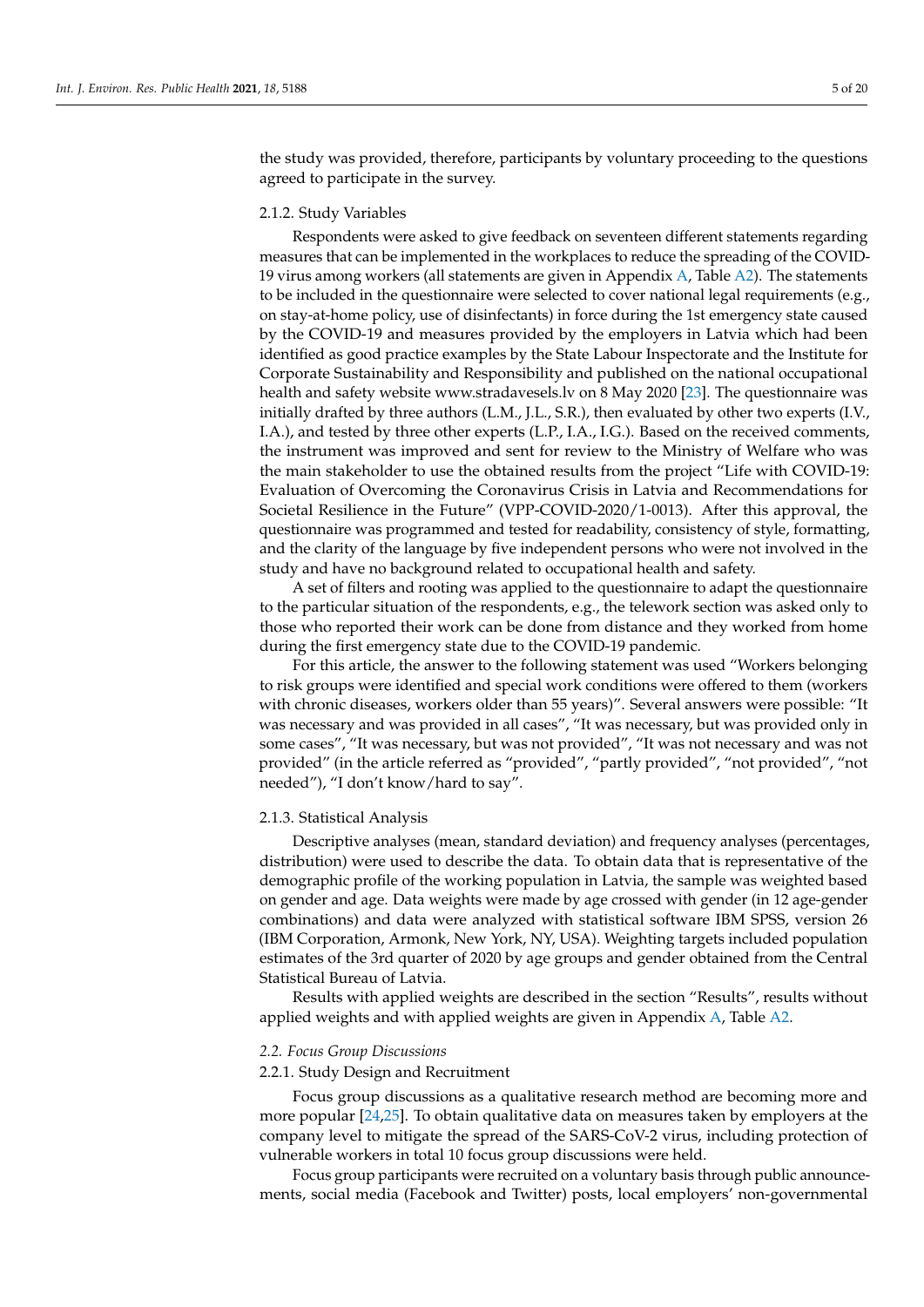the study was provided, therefore, participants by voluntary proceeding to the questions agreed to participate in the survey.

#### 2.1.2. Study Variables

Respondents were asked to give feedback on seventeen different statements regarding measures that can be implemented in the workplaces to reduce the spreading of the COVID-19 virus among workers (all statements are given in Appendix A, Table A2). The statements to be included in the questionnaire were selected to cover national legal requirements (e.g., on stay-at-home policy, use of disinfectants) in force during the 1st emergency state caused by the COVID-19 and measures provided by the employers in Latvia which had been identified as good practice examples by the State Labour Inspectorate and the Institute for Corporate Sustainability and Responsibility and published on the national occupational health and safety website www.stradavesels.lv on 8 May 2020 [23]. The questionnaire was initially drafted by three authors (L.M., J.L., S.R.), then evaluated by other two experts (I.V., I.A.), and tested by three other experts (L.P., I.A., I.G.). Based on the received comments, the instrument was improved and sent for review to the Ministry of Welfare who was the main stakeholder to use the obtained results from the project "Life with COVID-19: Evaluation of Overcoming the Coronavirus Crisis in Latvia and Recommendations for Societal Resilience in the Future" (VPP-COVID-2020/1-0013). After this approval, the questionnaire was programmed and tested for readability, consistency of style, formatting, and the clarity of the language by five independent persons who were not involved in the study and have no background related to occupational health and safety.

A set of filters and rooting was applied to the questionnaire to adapt the questionnaire to the particular situation of the respondents, e.g., the telework section was asked only to those who reported their work can be done from distance and they worked from home during the first emergency state due to the COVID-19 pandemic.

For this article, the answer to the following statement was used "Workers belonging to risk groups were identified and special work conditions were offered to them (workers with chronic diseases, workers older than 55 years)". Several answers were possible: "It was necessary and was provided in all cases", "It was necessary, but was provided only in some cases", "It was necessary, but was not provided", "It was not necessary and was not provided" (in the article referred as "provided", "partly provided", "not provided", "not needed"), "I don't know/hard to say".

#### 2.1.3. Statistical Analysis

Descriptive analyses (mean, standard deviation) and frequency analyses (percentages, distribution) were used to describe the data. To obtain data that is representative of the demographic profile of the working population in Latvia, the sample was weighted based on gender and age. Data weights were made by age crossed with gender (in 12 age-gender combinations) and data were analyzed with statistical software IBM SPSS, version 26 (IBM Corporation, Armonk, New York, NY, USA). Weighting targets included population estimates of the 3rd quarter of 2020 by age groups and gender obtained from the Central Statistical Bureau of Latvia.

Results with applied weights are described in the section "Results", results without applied weights and with applied weights are given in Appendix A, Table A2.

### *2.2. Focus Group Discussions*

#### 2.2.1. Study Design and Recruitment

Focus group discussions as a qualitative research method are becoming more and more popular [24,25]. To obtain qualitative data on measures taken by employers at the company level to mitigate the spread of the SARS-CoV-2 virus, including protection of vulnerable workers in total 10 focus group discussions were held.

Focus group participants were recruited on a voluntary basis through public announcements, social media (Facebook and Twitter) posts, local employers' non-governmental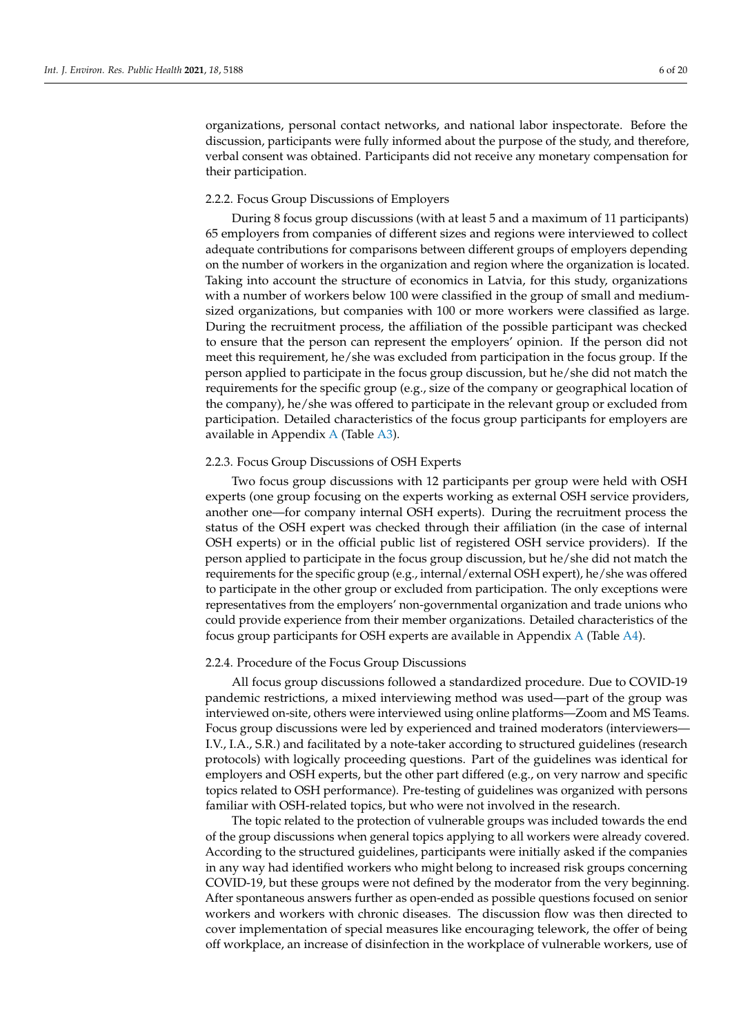organizations, personal contact networks, and national labor inspectorate. Before the discussion, participants were fully informed about the purpose of the study, and therefore, verbal consent was obtained. Participants did not receive any monetary compensation for their participation.

### 2.2.2. Focus Group Discussions of Employers

During 8 focus group discussions (with at least 5 and a maximum of 11 participants) 65 employers from companies of different sizes and regions were interviewed to collect adequate contributions for comparisons between different groups of employers depending on the number of workers in the organization and region where the organization is located. Taking into account the structure of economics in Latvia, for this study, organizations with a number of workers below 100 were classified in the group of small and medium-sized organizations, but companies with 100 or more workers were classified as large. During the recruitment process, the affiliation of the possible participant was checked to ensure that the person can represent the employers' opinion. If the person did not meet this requirement, he/she was excluded from participation in the focus group. If the person applied to participate in the focus group discussion, but he/she did not match the requirements for the specific group (e.g., size of the company or geographical location of the company), he/she was offered to participate in the relevant group or excluded from participation. Detailed characteristics of the focus group participants for employers are available in Appendix A (Table A3).

### 2.2.3. Focus Group Discussions of OSH Experts

Two focus group discussions with 12 participants per group were held with OSH experts (one group focusing on the experts working as external OSH service providers, another one—for company internal OSH experts). During the recruitment process the status of the OSH expert was checked through their affiliation (in the case of internal OSH experts) or in the official public list of registered OSH service providers). If the person applied to participate in the focus group discussion, but he/she did not match the requirements for the specific group (e.g., internal/external OSH expert), he/she was offered to participate in the other group or excluded from participation. The only exceptions were representatives from the employers' non-governmental organization and trade unions who could provide experience from their member organizations. Detailed characteristics of the focus group participants for OSH experts are available in Appendix A (Table A4).

### 2.2.4. Procedure of the Focus Group Discussions

All focus group discussions followed a standardized procedure. Due to COVID-19 pandemic restrictions, a mixed interviewing method was used—part of the group was interviewed on-site, others were interviewed using online platforms—Zoom and MS Teams. Focus group discussions were led by experienced and trained moderators (interviewers—I.V., I.A., S.R.) and facilitated by a note-taker according to structured guidelines (research protocols) with logically proceeding questions. Part of the guidelines was identical for employers and OSH experts, but the other part differed (e.g., on very narrow and specific topics related to OSH performance). Pre-testing of guidelines was organized with persons familiar with OSH-related topics, but who were not involved in the research.

The topic related to the protection of vulnerable groups was included towards the end of the group discussions when general topics applying to all workers were already covered. According to the structured guidelines, participants were initially asked if the companies in any way had identified workers who might belong to increased risk groups concerning COVID-19, but these groups were not defined by the moderator from the very beginning. After spontaneous answers further as open-ended as possible questions focused on senior workers and workers with chronic diseases. The discussion flow was then directed to cover implementation of special measures like encouraging telework, the offer of being off workplace, an increase of disinfection in the workplace of vulnerable workers, use of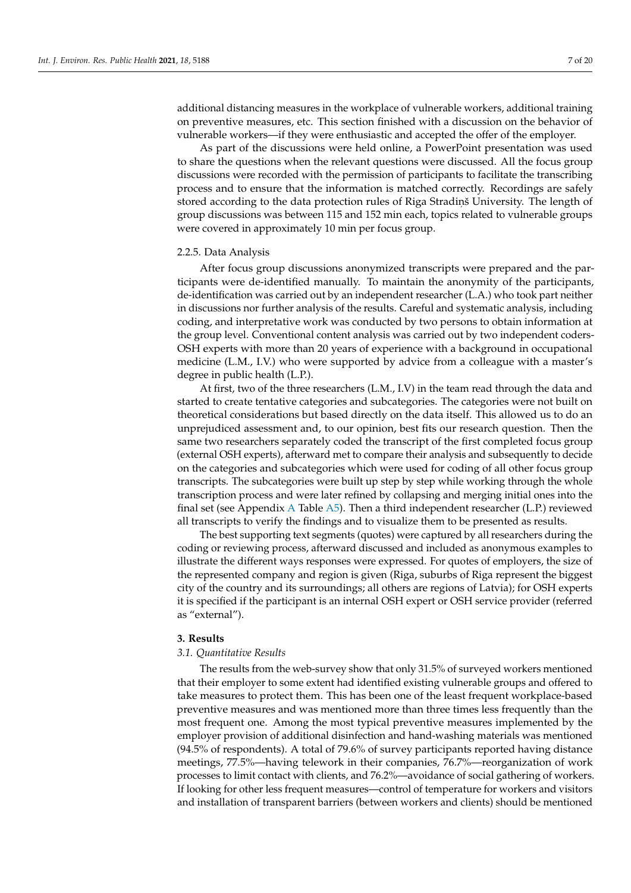additional distancing measures in the workplace of vulnerable workers, additional training on preventive measures, etc. This section finished with a discussion on the behavior of vulnerable workers—if they were enthusiastic and accepted the offer of the employer.

As part of the discussions were held online, a PowerPoint presentation was used to share the questions when the relevant questions were discussed. All the focus group discussions were recorded with the permission of participants to facilitate the transcribing process and to ensure that the information is matched correctly. Recordings are safely stored according to the data protection rules of Riga Stradiņš University. The length of group discussions was between 115 and 152 min each, topics related to vulnerable groups were covered in approximately 10 min per focus group.

#### 2.2.5. Data Analysis

After focus group discussions anonymized transcripts were prepared and the participants were de-identified manually. To maintain the anonymity of the participants, de-identification was carried out by an independent researcher (L.A.) who took part neither in discussions nor further analysis of the results. Careful and systematic analysis, including coding, and interpretative work was conducted by two persons to obtain information at the group level. Conventional content analysis was carried out by two independent coders-OSH experts with more than 20 years of experience with a background in occupational medicine (L.M., I.V.) who were supported by advice from a colleague with a master's degree in public health (L.P.).

At first, two of the three researchers (L.M., I.V) in the team read through the data and started to create tentative categories and subcategories. The categories were not built on theoretical considerations but based directly on the data itself. This allowed us to do an unprejudiced assessment and, to our opinion, best fits our research question. Then the same two researchers separately coded the transcript of the first completed focus group (external OSH experts), afterward met to compare their analysis and subsequently to decide on the categories and subcategories which were used for coding of all other focus group transcripts. The subcategories were built up step by step while working through the whole transcription process and were later refined by collapsing and merging initial ones into the final set (see Appendix A Table A5). Then a third independent researcher (L.P.) reviewed all transcripts to verify the findings and to visualize them to be presented as results.

The best supporting text segments (quotes) were captured by all researchers during the coding or reviewing process, afterward discussed and included as anonymous examples to illustrate the different ways responses were expressed. For quotes of employers, the size of the represented company and region is given (Riga, suburbs of Riga represent the biggest city of the country and its surroundings; all others are regions of Latvia); for OSH experts it is specified if the participant is an internal OSH expert or OSH service provider (referred as "external").

## 3. Results

### *3.1. Quantitative Results*

The results from the web-survey show that only 31.5% of surveyed workers mentioned that their employer to some extent had identified existing vulnerable groups and offered to take measures to protect them. This has been one of the least frequent workplace-based preventive measures and was mentioned more than three times less frequently than the most frequent one. Among the most typical preventive measures implemented by the employer provision of additional disinfection and hand-washing materials was mentioned (94.5% of respondents). A total of 79.6% of survey participants reported having distance meetings, 77.5%—having telework in their companies, 76.7%—reorganization of work processes to limit contact with clients, and 76.2%—avoidance of social gathering of workers. If looking for other less frequent measures—control of temperature for workers and visitors and installation of transparent barriers (between workers and clients) should be mentioned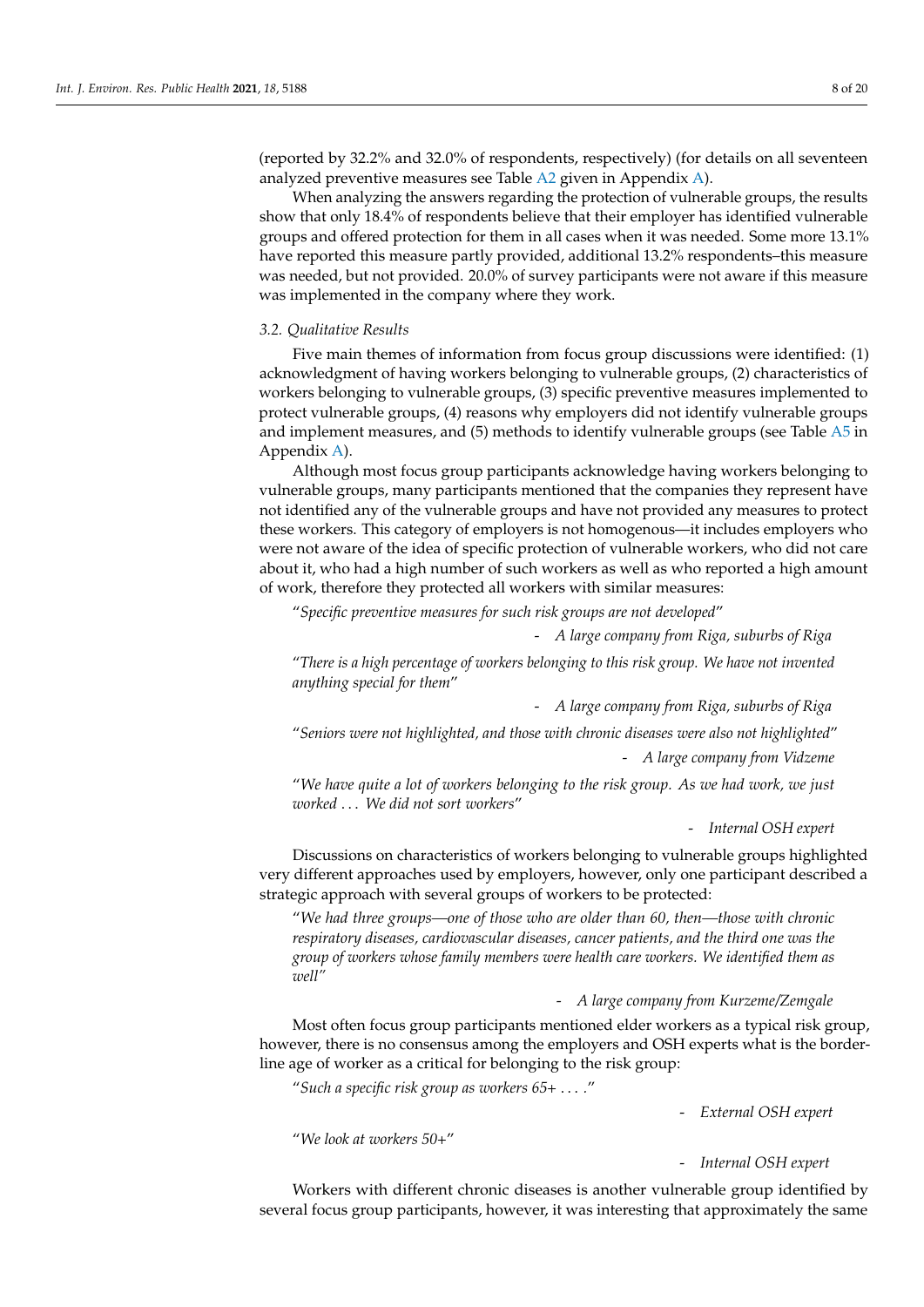(reported by 32.2% and 32.0% of respondents, respectively) (for details on all seventeen analyzed preventive measures see Table A2 given in Appendix A).

When analyzing the answers regarding the protection of vulnerable groups, the results show that only 18.4% of respondents believe that their employer has identified vulnerable groups and offered protection for them in all cases when it was needed. Some more 13.1% have reported this measure partly provided, additional 13.2% respondents–this measure was needed, but not provided. 20.0% of survey participants were not aware if this measure was implemented in the company where they work.

### 3.2. Qualitative Results

Five main themes of information from focus group discussions were identified: (1) acknowledgment of having workers belonging to vulnerable groups, (2) characteristics of workers belonging to vulnerable groups, (3) specific preventive measures implemented to protect vulnerable groups, (4) reasons why employers did not identify vulnerable groups and implement measures, and (5) methods to identify vulnerable groups (see Table A5 in Appendix A).

Although most focus group participants acknowledge having workers belonging to vulnerable groups, many participants mentioned that the companies they represent have not identified any of the vulnerable groups and have not provided any measures to protect these workers. This category of employers is not homogenous—it includes employers who were not aware of the idea of specific protection of vulnerable workers, who did not care about it, who had a high number of such workers as well as who reported a high amount of work, therefore they protected all workers with similar measures:

"*Specific preventive measures for such risk groups are not developed*"

- *A large company from Riga, suburbs of Riga*

"*There is a high percentage of workers belonging to this risk group. We have not invented anything special for them*"

- *A large company from Riga, suburbs of Riga*

"*Seniors were not highlighted, and those with chronic diseases were also not highlighted*"

- *A large company from Vidzeme*

"*We have quite a lot of workers belonging to the risk group. As we had work, we just worked ... We did not sort workers*"

- *Internal OSH expert*

Discussions on characteristics of workers belonging to vulnerable groups highlighted very different approaches used by employers, however, only one participant described a strategic approach with several groups of workers to be protected:

"*We had three groups—one of those who are older than 60, then—those with chronic respiratory diseases, cardiovascular diseases, cancer patients, and the third one was the group of workers whose family members were health care workers. We identified them as well*"

- *A large company from Kurzeme/Zemgale*

Most often focus group participants mentioned elder workers as a typical risk group, however, there is no consensus among the employers and OSH experts what is the border-line age of worker as a critical for belonging to the risk group:

"*Such a specific risk group as workers 65+ ....*"

- *External OSH expert*

"*We look at workers 50+*"

- *Internal OSH expert*

Workers with different chronic diseases is another vulnerable group identified by several focus group participants, however, it was interesting that approximately the same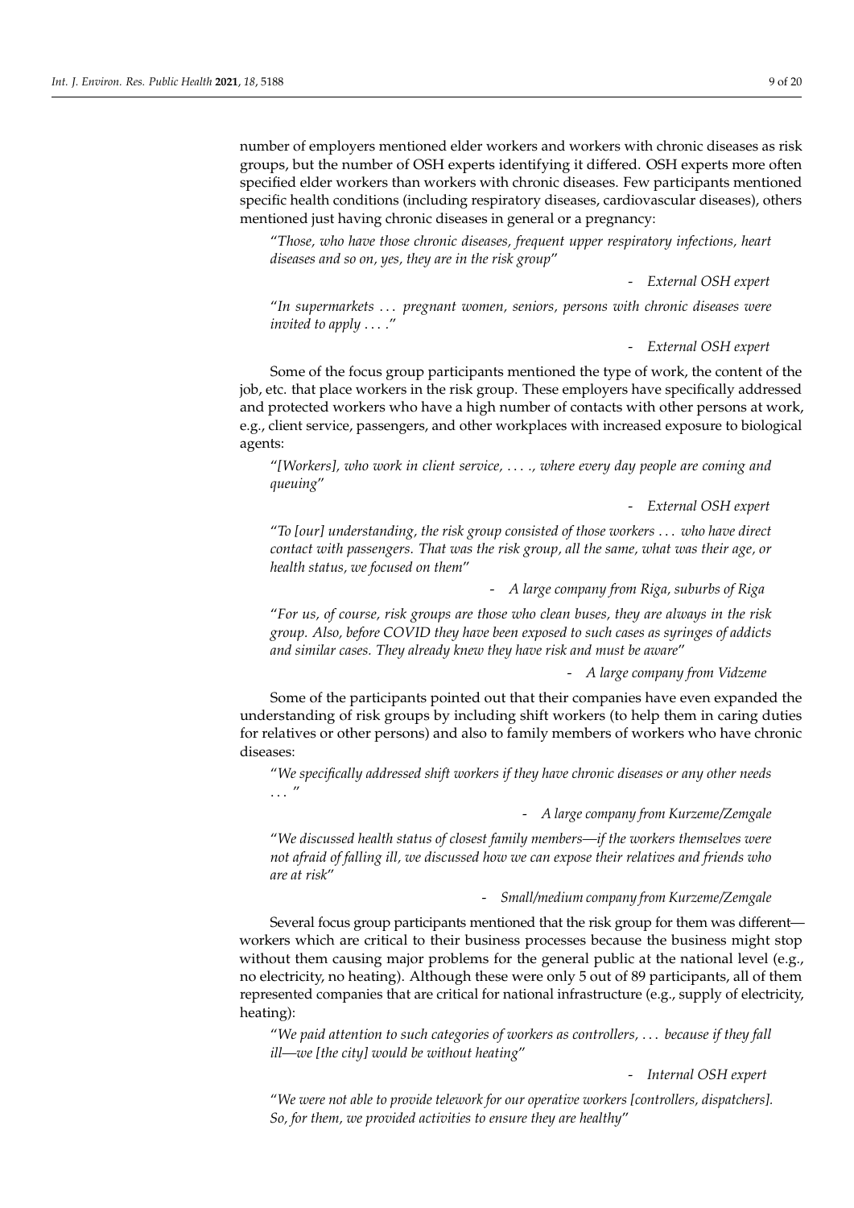number of employers mentioned elder workers and workers with chronic diseases as risk groups, but the number of OSH experts identifying it differed. OSH experts more often specified elder workers than workers with chronic diseases. Few participants mentioned specific health conditions (including respiratory diseases, cardiovascular diseases), others mentioned just having chronic diseases in general or a pregnancy:

> "*Those, who have those chronic diseases, frequent upper respiratory infections, heart diseases and so on, yes, they are in the risk group*"
>
> - *External OSH expert*

> "*In supermarkets … pregnant women, seniors, persons with chronic diseases were invited to apply … .*"
>
> - *External OSH expert*

Some of the focus group participants mentioned the type of work, the content of the job, etc. that place workers in the risk group. These employers have specifically addressed and protected workers who have a high number of contacts with other persons at work, e.g., client service, passengers, and other workplaces with increased exposure to biological agents:

> "*[Workers], who work in client service, … ., where every day people are coming and queuing*"
>
> - *External OSH expert*

> "*To [our] understanding, the risk group consisted of those workers … who have direct contact with passengers. That was the risk group, all the same, what was their age, or health status, we focused on them*"
>
> - *A large company from Riga, suburbs of Riga*

> "*For us, of course, risk groups are those who clean buses, they are always in the risk group. Also, before COVID they have been exposed to such cases as syringes of addicts and similar cases. They already knew they have risk and must be aware*"
>
> - *A large company from Vidzeme*

Some of the participants pointed out that their companies have even expanded the understanding of risk groups by including shift workers (to help them in caring duties for relatives or other persons) and also to family members of workers who have chronic diseases:

> "*We specifically addressed shift workers if they have chronic diseases or any other needs …* "
>
> - *A large company from Kurzeme/Zemgale*

> "*We discussed health status of closest family members—if the workers themselves were not afraid of falling ill, we discussed how we can expose their relatives and friends who are at risk*"
>
> - *Small/medium company from Kurzeme/Zemgale*

Several focus group participants mentioned that the risk group for them was different—workers which are critical to their business processes because the business might stop without them causing major problems for the general public at the national level (e.g., no electricity, no heating). Although these were only 5 out of 89 participants, all of them represented companies that are critical for national infrastructure (e.g., supply of electricity, heating):

> "*We paid attention to such categories of workers as controllers, … because if they fall ill—we [the city] would be without heating*"
>
> - *Internal OSH expert*

> "*We were not able to provide telework for our operative workers [controllers, dispatchers]. So, for them, we provided activities to ensure they are healthy*"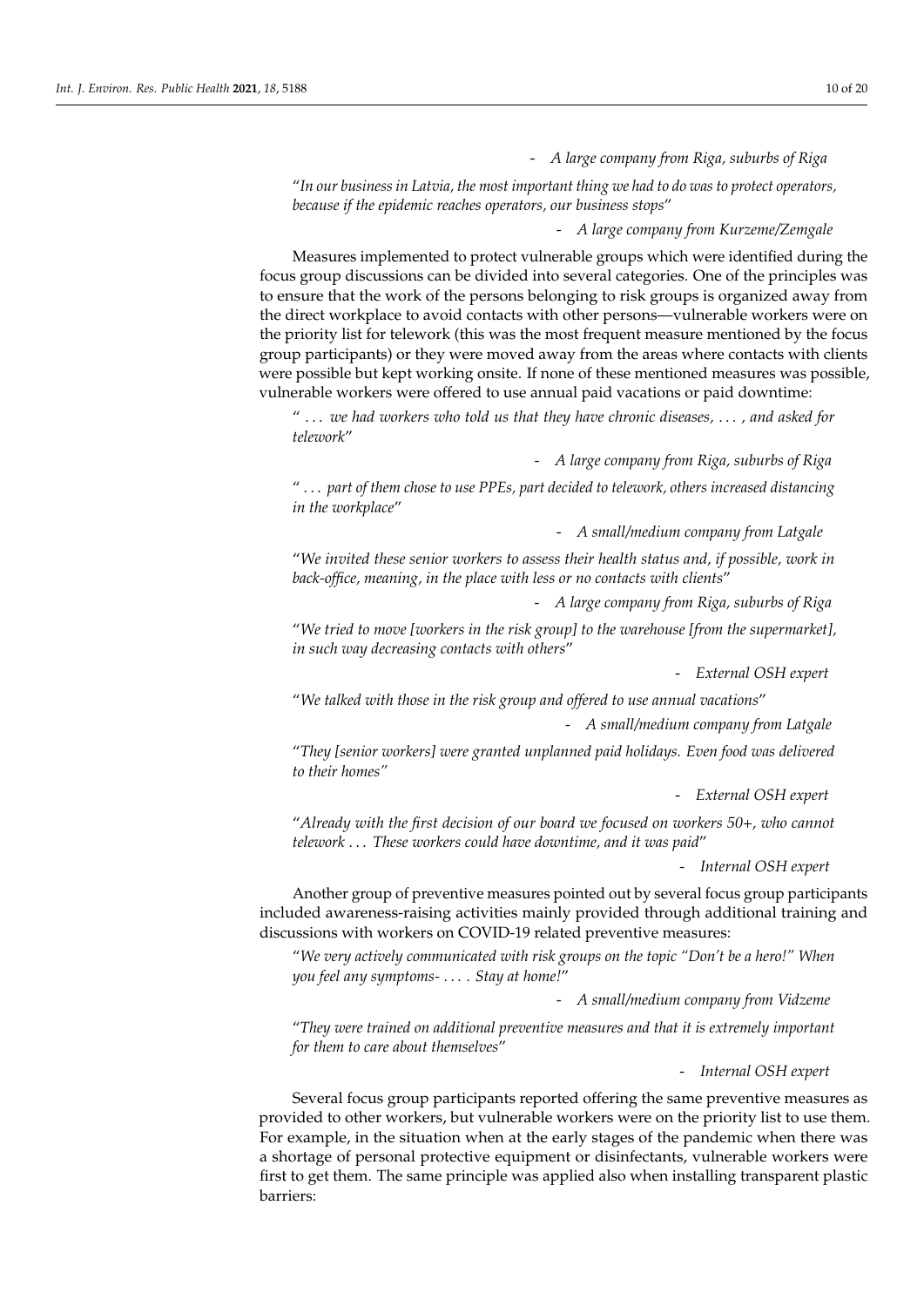- *A large company from Riga, suburbs of Riga*

"*In our business in Latvia, the most important thing we had to do was to protect operators, because if the epidemic reaches operators, our business stops*"

- *A large company from Kurzeme/Zemgale*

Measures implemented to protect vulnerable groups which were identified during the focus group discussions can be divided into several categories. One of the principles was to ensure that the work of the persons belonging to risk groups is organized away from the direct workplace to avoid contacts with other persons—vulnerable workers were on the priority list for telework (this was the most frequent measure mentioned by the focus group participants) or they were moved away from the areas where contacts with clients were possible but kept working onsite. If none of these mentioned measures was possible, vulnerable workers were offered to use annual paid vacations or paid downtime:

"*. . . we had workers who told us that they have chronic diseases, . . . , and asked for telework*"

- *A large company from Riga, suburbs of Riga*

"*. . . part of them chose to use PPEs, part decided to telework, others increased distancing in the workplace*"

- *A small/medium company from Latgale*

"*We invited these senior workers to assess their health status and, if possible, work in back-office, meaning, in the place with less or no contacts with clients*"

- *A large company from Riga, suburbs of Riga*

"*We tried to move [workers in the risk group] to the warehouse [from the supermarket], in such way decreasing contacts with others*"

- *External OSH expert*

"*We talked with those in the risk group and offered to use annual vacations*"

- *A small/medium company from Latgale*

"*They [senior workers] were granted unplanned paid holidays. Even food was delivered to their homes*"

- *External OSH expert*

"*Already with the first decision of our board we focused on workers 50+, who cannot telework . . . These workers could have downtime, and it was paid*"

- *Internal OSH expert*

Another group of preventive measures pointed out by several focus group participants included awareness-raising activities mainly provided through additional training and discussions with workers on COVID-19 related preventive measures:

"*We very actively communicated with risk groups on the topic "Don't be a hero!" When you feel any symptoms- . . . . Stay at home!*"

- *A small/medium company from Vidzeme*

"*They were trained on additional preventive measures and that it is extremely important for them to care about themselves*"

- *Internal OSH expert*

Several focus group participants reported offering the same preventive measures as provided to other workers, but vulnerable workers were on the priority list to use them. For example, in the situation when at the early stages of the pandemic when there was a shortage of personal protective equipment or disinfectants, vulnerable workers were first to get them. The same principle was applied also when installing transparent plastic barriers: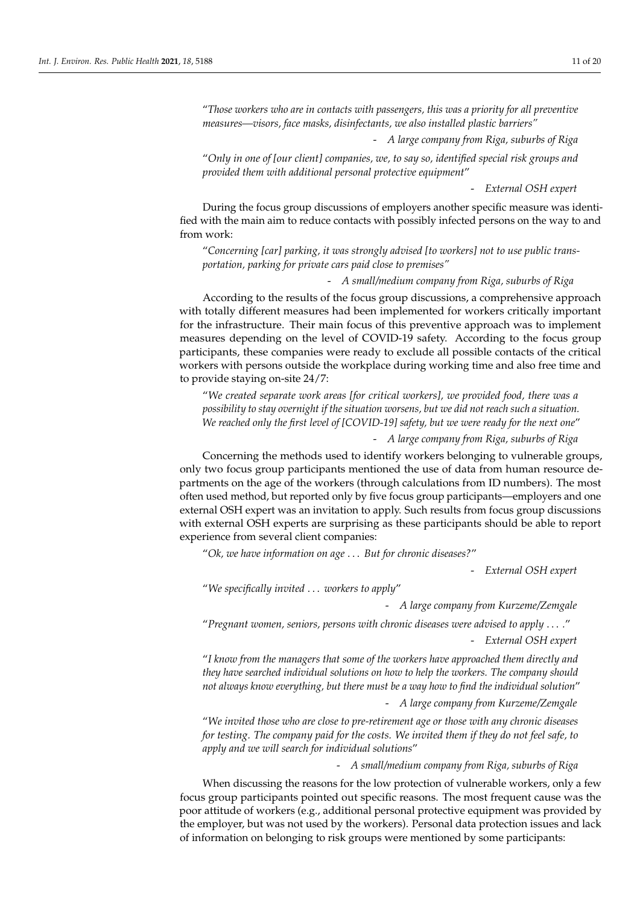"*Those workers who are in contacts with passengers, this was a priority for all preventive measures—visors, face masks, disinfectants, we also installed plastic barriers*"

- *A large company from Riga, suburbs of Riga*

"*Only in one of [our client] companies, we, to say so, identified special risk groups and provided them with additional personal protective equipment*"

- *External OSH expert*

During the focus group discussions of employers another specific measure was identified with the main aim to reduce contacts with possibly infected persons on the way to and from work:

"*Concerning [car] parking, it was strongly advised [to workers] not to use public transportation, parking for private cars paid close to premises*"

- *A small/medium company from Riga, suburbs of Riga*

According to the results of the focus group discussions, a comprehensive approach with totally different measures had been implemented for workers critically important for the infrastructure. Their main focus of this preventive approach was to implement measures depending on the level of COVID-19 safety. According to the focus group participants, these companies were ready to exclude all possible contacts of the critical workers with persons outside the workplace during working time and also free time and to provide staying on-site 24/7:

"*We created separate work areas [for critical workers], we provided food, there was a possibility to stay overnight if the situation worsens, but we did not reach such a situation. We reached only the first level of [COVID-19] safety, but we were ready for the next one*"

- *A large company from Riga, suburbs of Riga*

Concerning the methods used to identify workers belonging to vulnerable groups, only two focus group participants mentioned the use of data from human resource departments on the age of the workers (through calculations from ID numbers). The most often used method, but reported only by five focus group participants—employers and one external OSH expert was an invitation to apply. Such results from focus group discussions with external OSH experts are surprising as these participants should be able to report experience from several client companies:

"*Ok, we have information on age ... But for chronic diseases?*"

- *External OSH expert*

"*We specifically invited ... workers to apply*"

- *A large company from Kurzeme/Zemgale*

"*Pregnant women, seniors, persons with chronic diseases were advised to apply ... .*"

- *External OSH expert*

"*I know from the managers that some of the workers have approached them directly and they have searched individual solutions on how to help the workers. The company should not always know everything, but there must be a way how to find the individual solution*"

- *A large company from Kurzeme/Zemgale*

"*We invited those who are close to pre-retirement age or those with any chronic diseases for testing. The company paid for the costs. We invited them if they do not feel safe, to apply and we will search for individual solutions*"

- *A small/medium company from Riga, suburbs of Riga*

When discussing the reasons for the low protection of vulnerable workers, only a few focus group participants pointed out specific reasons. The most frequent cause was the poor attitude of workers (e.g., additional personal protective equipment was provided by the employer, but was not used by the workers). Personal data protection issues and lack of information on belonging to risk groups were mentioned by some participants: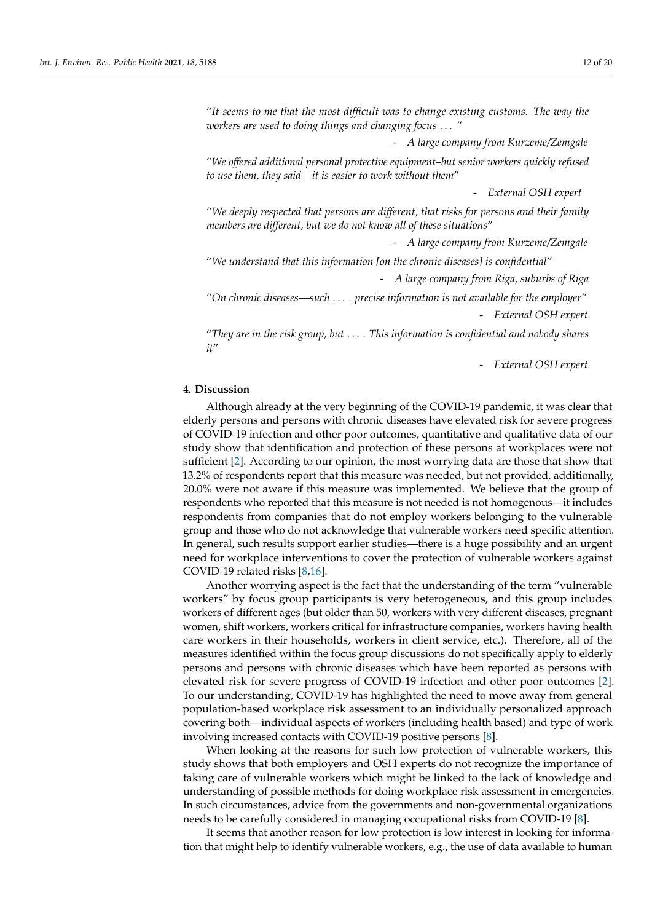"*It seems to me that the most difficult was to change existing customs. The way the workers are used to doing things and changing focus . . .* "

- *A large company from Kurzeme/Zemgale*

"*We offered additional personal protective equipment–but senior workers quickly refused to use them, they said—it is easier to work without them*"

- *External OSH expert*

"*We deeply respected that persons are different, that risks for persons and their family members are different, but we do not know all of these situations*"

- *A large company from Kurzeme/Zemgale*

"*We understand that this information [on the chronic diseases] is confidential*"

- *A large company from Riga, suburbs of Riga*

"*On chronic diseases—such . . . . precise information is not available for the employer*"

- *External OSH expert*

"*They are in the risk group, but . . . . This information is confidential and nobody shares it*"

- *External OSH expert*

## 4. Discussion

Although already at the very beginning of the COVID-19 pandemic, it was clear that elderly persons and persons with chronic diseases have elevated risk for severe progress of COVID-19 infection and other poor outcomes, quantitative and qualitative data of our study show that identification and protection of these persons at workplaces were not sufficient [2]. According to our opinion, the most worrying data are those that show that 13.2% of respondents report that this measure was needed, but not provided, additionally, 20.0% were not aware if this measure was implemented. We believe that the group of respondents who reported that this measure is not needed is not homogenous—it includes respondents from companies that do not employ workers belonging to the vulnerable group and those who do not acknowledge that vulnerable workers need specific attention. In general, such results support earlier studies—there is a huge possibility and an urgent need for workplace interventions to cover the protection of vulnerable workers against COVID-19 related risks [8,16].

Another worrying aspect is the fact that the understanding of the term "vulnerable workers" by focus group participants is very heterogeneous, and this group includes workers of different ages (but older than 50, workers with very different diseases, pregnant women, shift workers, workers critical for infrastructure companies, workers having health care workers in their households, workers in client service, etc.). Therefore, all of the measures identified within the focus group discussions do not specifically apply to elderly persons and persons with chronic diseases which have been reported as persons with elevated risk for severe progress of COVID-19 infection and other poor outcomes [2]. To our understanding, COVID-19 has highlighted the need to move away from general population-based workplace risk assessment to an individually personalized approach covering both—individual aspects of workers (including health based) and type of work involving increased contacts with COVID-19 positive persons [8].

When looking at the reasons for such low protection of vulnerable workers, this study shows that both employers and OSH experts do not recognize the importance of taking care of vulnerable workers which might be linked to the lack of knowledge and understanding of possible methods for doing workplace risk assessment in emergencies. In such circumstances, advice from the governments and non-governmental organizations needs to be carefully considered in managing occupational risks from COVID-19 [8].

It seems that another reason for low protection is low interest in looking for information that might help to identify vulnerable workers, e.g., the use of data available to human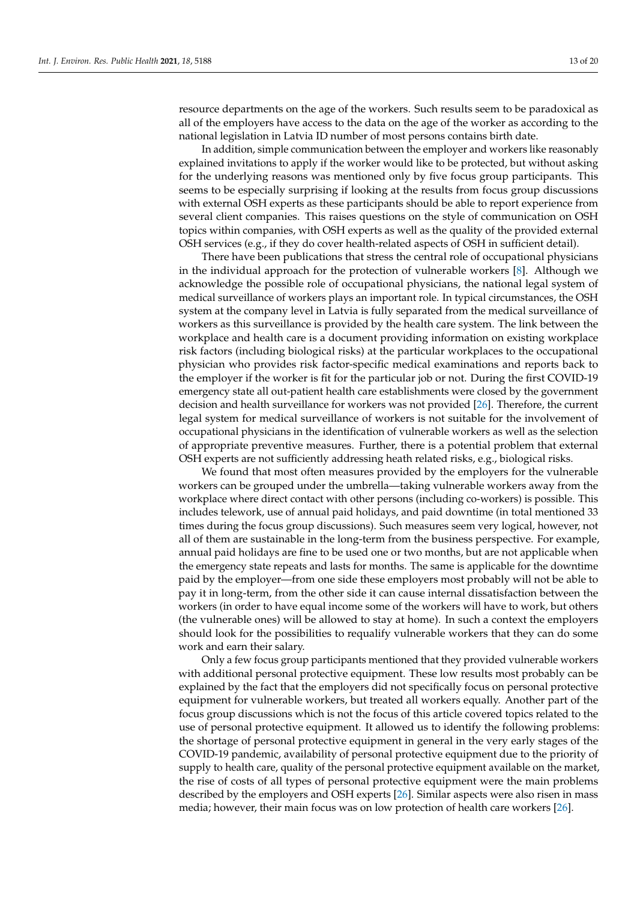resource departments on the age of the workers. Such results seem to be paradoxical as all of the employers have access to the data on the age of the worker as according to the national legislation in Latvia ID number of most persons contains birth date.

In addition, simple communication between the employer and workers like reasonably explained invitations to apply if the worker would like to be protected, but without asking for the underlying reasons was mentioned only by five focus group participants. This seems to be especially surprising if looking at the results from focus group discussions with external OSH experts as these participants should be able to report experience from several client companies. This raises questions on the style of communication on OSH topics within companies, with OSH experts as well as the quality of the provided external OSH services (e.g., if they do cover health-related aspects of OSH in sufficient detail).

There have been publications that stress the central role of occupational physicians in the individual approach for the protection of vulnerable workers [8]. Although we acknowledge the possible role of occupational physicians, the national legal system of medical surveillance of workers plays an important role. In typical circumstances, the OSH system at the company level in Latvia is fully separated from the medical surveillance of workers as this surveillance is provided by the health care system. The link between the workplace and health care is a document providing information on existing workplace risk factors (including biological risks) at the particular workplaces to the occupational physician who provides risk factor-specific medical examinations and reports back to the employer if the worker is fit for the particular job or not. During the first COVID-19 emergency state all out-patient health care establishments were closed by the government decision and health surveillance for workers was not provided [26]. Therefore, the current legal system for medical surveillance of workers is not suitable for the involvement of occupational physicians in the identification of vulnerable workers as well as the selection of appropriate preventive measures. Further, there is a potential problem that external OSH experts are not sufficiently addressing heath related risks, e.g., biological risks.

We found that most often measures provided by the employers for the vulnerable workers can be grouped under the umbrella—taking vulnerable workers away from the workplace where direct contact with other persons (including co-workers) is possible. This includes telework, use of annual paid holidays, and paid downtime (in total mentioned 33 times during the focus group discussions). Such measures seem very logical, however, not all of them are sustainable in the long-term from the business perspective. For example, annual paid holidays are fine to be used one or two months, but are not applicable when the emergency state repeats and lasts for months. The same is applicable for the downtime paid by the employer—from one side these employers most probably will not be able to pay it in long-term, from the other side it can cause internal dissatisfaction between the workers (in order to have equal income some of the workers will have to work, but others (the vulnerable ones) will be allowed to stay at home). In such a context the employers should look for the possibilities to requalify vulnerable workers that they can do some work and earn their salary.

Only a few focus group participants mentioned that they provided vulnerable workers with additional personal protective equipment. These low results most probably can be explained by the fact that the employers did not specifically focus on personal protective equipment for vulnerable workers, but treated all workers equally. Another part of the focus group discussions which is not the focus of this article covered topics related to the use of personal protective equipment. It allowed us to identify the following problems: the shortage of personal protective equipment in general in the very early stages of the COVID-19 pandemic, availability of personal protective equipment due to the priority of supply to health care, quality of the personal protective equipment available on the market, the rise of costs of all types of personal protective equipment were the main problems described by the employers and OSH experts [26]. Similar aspects were also risen in mass media; however, their main focus was on low protection of health care workers [26].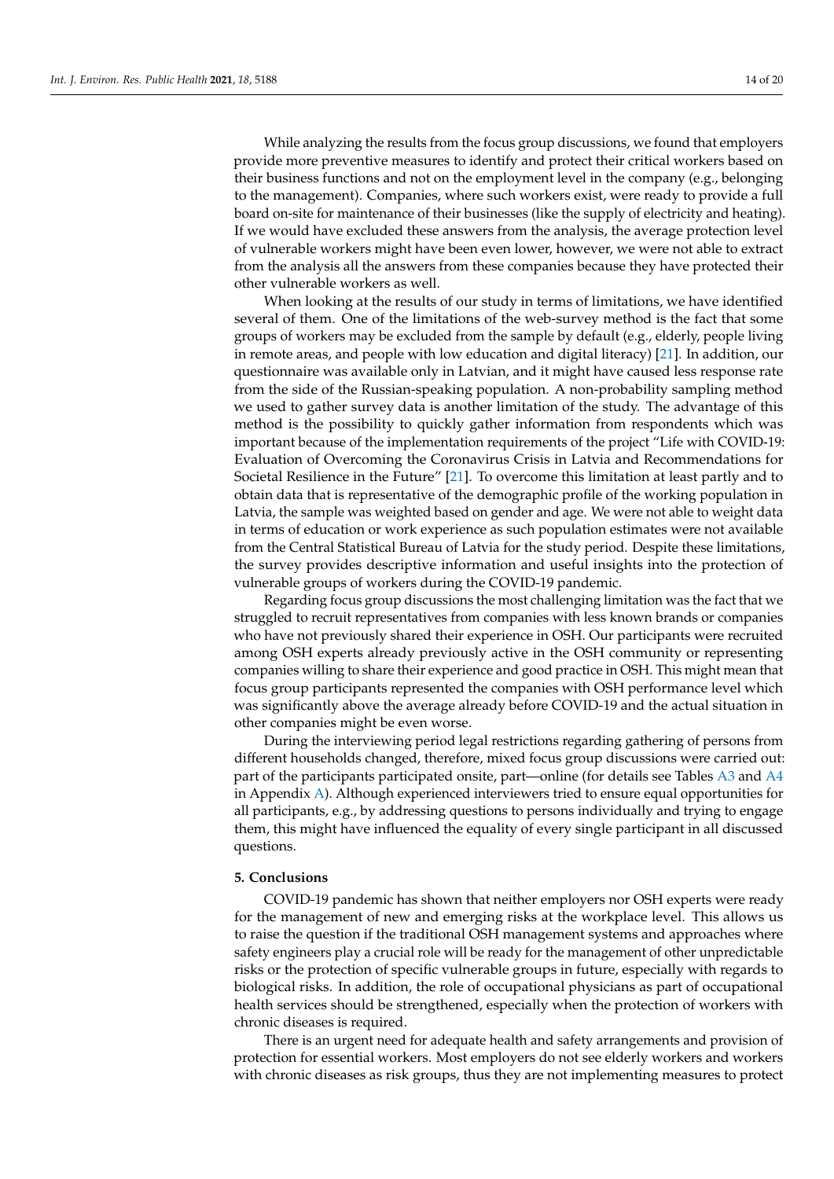While analyzing the results from the focus group discussions, we found that employers provide more preventive measures to identify and protect their critical workers based on their business functions and not on the employment level in the company (e.g., belonging to the management). Companies, where such workers exist, were ready to provide a full board on-site for maintenance of their businesses (like the supply of electricity and heating). If we would have excluded these answers from the analysis, the average protection level of vulnerable workers might have been even lower, however, we were not able to extract from the analysis all the answers from these companies because they have protected their other vulnerable workers as well.

When looking at the results of our study in terms of limitations, we have identified several of them. One of the limitations of the web-survey method is the fact that some groups of workers may be excluded from the sample by default (e.g., elderly, people living in remote areas, and people with low education and digital literacy) [21]. In addition, our questionnaire was available only in Latvian, and it might have caused less response rate from the side of the Russian-speaking population. A non-probability sampling method we used to gather survey data is another limitation of the study. The advantage of this method is the possibility to quickly gather information from respondents which was important because of the implementation requirements of the project "Life with COVID-19: Evaluation of Overcoming the Coronavirus Crisis in Latvia and Recommendations for Societal Resilience in the Future" [21]. To overcome this limitation at least partly and to obtain data that is representative of the demographic profile of the working population in Latvia, the sample was weighted based on gender and age. We were not able to weight data in terms of education or work experience as such population estimates were not available from the Central Statistical Bureau of Latvia for the study period. Despite these limitations, the survey provides descriptive information and useful insights into the protection of vulnerable groups of workers during the COVID-19 pandemic.

Regarding focus group discussions the most challenging limitation was the fact that we struggled to recruit representatives from companies with less known brands or companies who have not previously shared their experience in OSH. Our participants were recruited among OSH experts already previously active in the OSH community or representing companies willing to share their experience and good practice in OSH. This might mean that focus group participants represented the companies with OSH performance level which was significantly above the average already before COVID-19 and the actual situation in other companies might be even worse.

During the interviewing period legal restrictions regarding gathering of persons from different households changed, therefore, mixed focus group discussions were carried out: part of the participants participated onsite, part—online (for details see Tables A3 and A4 in Appendix A). Although experienced interviewers tried to ensure equal opportunities for all participants, e.g., by addressing questions to persons individually and trying to engage them, this might have influenced the equality of every single participant in all discussed questions.

## 5. Conclusions

COVID-19 pandemic has shown that neither employers nor OSH experts were ready for the management of new and emerging risks at the workplace level. This allows us to raise the question if the traditional OSH management systems and approaches where safety engineers play a crucial role will be ready for the management of other unpredictable risks or the protection of specific vulnerable groups in future, especially with regards to biological risks. In addition, the role of occupational physicians as part of occupational health services should be strengthened, especially when the protection of workers with chronic diseases is required.

There is an urgent need for adequate health and safety arrangements and provision of protection for essential workers. Most employers do not see elderly workers and workers with chronic diseases as risk groups, thus they are not implementing measures to protect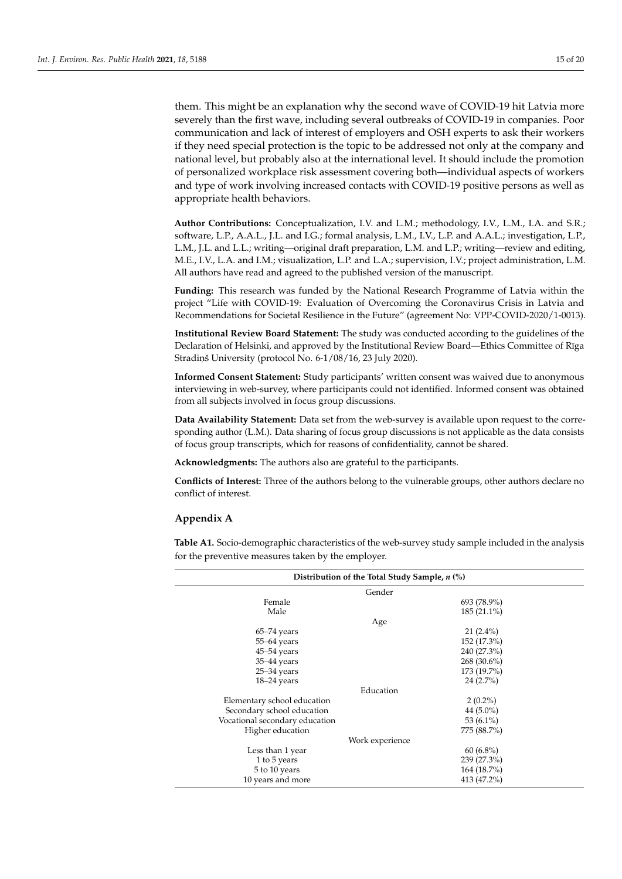them. This might be an explanation why the second wave of COVID-19 hit Latvia more severely than the first wave, including several outbreaks of COVID-19 in companies. Poor communication and lack of interest of employers and OSH experts to ask their workers if they need special protection is the topic to be addressed not only at the company and national level, but probably also at the international level. It should include the promotion of personalized workplace risk assessment covering both—individual aspects of workers and type of work involving increased contacts with COVID-19 positive persons as well as appropriate health behaviors.

**Author Contributions:** Conceptualization, I.V. and L.M.; methodology, I.V., L.M., I.A. and S.R.; software, L.P., A.A.L., J.L. and I.G.; formal analysis, L.M., I.V., L.P. and A.A.L.; investigation, L.P., L.M., J.L. and L.L.; writing—original draft preparation, L.M. and L.P.; writing—review and editing, M.E., I.V., L.A. and I.M.; visualization, L.P. and L.A.; supervision, I.V.; project administration, L.M. All authors have read and agreed to the published version of the manuscript.

**Funding:** This research was funded by the National Research Programme of Latvia within the project "Life with COVID-19: Evaluation of Overcoming the Coronavirus Crisis in Latvia and Recommendations for Societal Resilience in the Future" (agreement No: VPP-COVID-2020/1-0013).

**Institutional Review Board Statement:** The study was conducted according to the guidelines of the Declaration of Helsinki, and approved by the Institutional Review Board—Ethics Committee of Rīga Stradiņš University (protocol No. 6-1/08/16, 23 July 2020).

**Informed Consent Statement:** Study participants' written consent was waived due to anonymous interviewing in web-survey, where participants could not identified. Informed consent was obtained from all subjects involved in focus group discussions.

**Data Availability Statement:** Data set from the web-survey is available upon request to the corresponding author (L.M.). Data sharing of focus group discussions is not applicable as the data consists of focus group transcripts, which for reasons of confidentiality, cannot be shared.

**Acknowledgments:** The authors also are grateful to the participants.

**Conflicts of Interest:** Three of the authors belong to the vulnerable groups, other authors declare no conflict of interest.

## Appendix A

**Table A1.** Socio-demographic characteristics of the web-survey study sample included in the analysis for the preventive measures taken by the employer.

| Distribution of the Total Study Sample, *n* (%) | |
|---|---|
| Gender | |
| Female | 693 (78.9%) |
| Male | 185 (21.1%) |
| Age | |
| 65–74 years | 21 (2.4%) |
| 55–64 years | 152 (17.3%) |
| 45–54 years | 240 (27.3%) |
| 35–44 years | 268 (30.6%) |
| 25–34 years | 173 (19.7%) |
| 18–24 years | 24 (2.7%) |
| Education | |
| Elementary school education | 2 (0.2%) |
| Secondary school education | 44 (5.0%) |
| Vocational secondary education | 53 (6.1%) |
| Higher education | 775 (88.7%) |
| Work experience | |
| Less than 1 year | 60 (6.8%) |
| 1 to 5 years | 239 (27.3%) |
| 5 to 10 years | 164 (18.7%) |
| 10 years and more | 413 (47.2%) |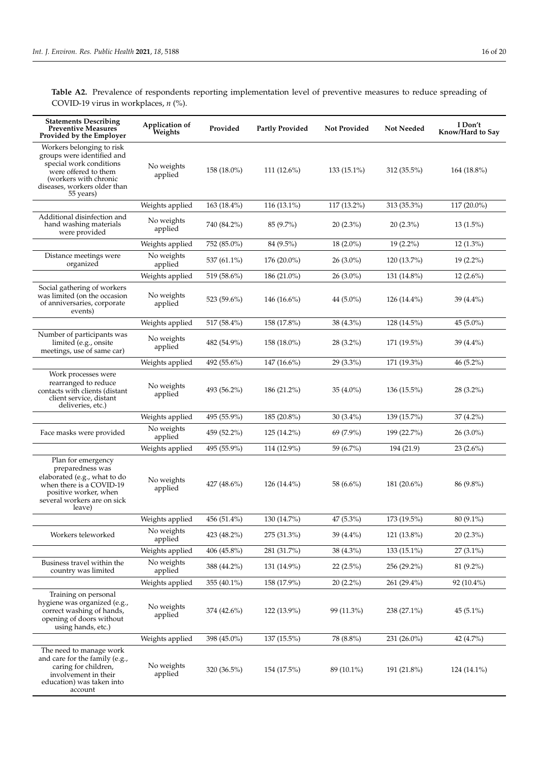**Table A2.** Prevalence of respondents reporting implementation level of preventive measures to reduce spreading of COVID-19 virus in workplaces, *n* (%).

| Statements Describing Preventive Measures Provided by the Employer | Application of Weights | Provided | Partly Provided | Not Provided | Not Needed | I Don't Know/Hard to Say |
|---|---|---|---|---|---|---|
| Workers belonging to risk groups were identified and special work conditions were offered to them (workers with chronic diseases, workers older than 55 years) | No weights applied | 158 (18.0%) | 111 (12.6%) | 133 (15.1%) | 312 (35.5%) | 164 (18.8%) |
| | Weights applied | 163 (18.4%) | 116 (13.1%) | 117 (13.2%) | 313 (35.3%) | 117 (20.0%) |
| Additional disinfection and hand washing materials were provided | No weights applied | 740 (84.2%) | 85 (9.7%) | 20 (2.3%) | 20 (2.3%) | 13 (1.5%) |
| | Weights applied | 752 (85.0%) | 84 (9.5%) | 18 (2.0%) | 19 (2.2%) | 12 (1.3%) |
| Distance meetings were organized | No weights applied | 537 (61.1%) | 176 (20.0%) | 26 (3.0%) | 120 (13.7%) | 19 (2.2%) |
| | Weights applied | 519 (58.6%) | 186 (21.0%) | 26 (3.0%) | 131 (14.8%) | 12 (2.6%) |
| Social gathering of workers was limited (on the occasion of anniversaries, corporate events) | No weights applied | 523 (59.6%) | 146 (16.6%) | 44 (5.0%) | 126 (14.4%) | 39 (4.4%) |
| | Weights applied | 517 (58.4%) | 158 (17.8%) | 38 (4.3%) | 128 (14.5%) | 45 (5.0%) |
| Number of participants was limited (e.g., onsite meetings, use of same car) | No weights applied | 482 (54.9%) | 158 (18.0%) | 28 (3.2%) | 171 (19.5%) | 39 (4.4%) |
| | Weights applied | 492 (55.6%) | 147 (16.6%) | 29 (3.3%) | 171 (19.3%) | 46 (5.2%) |
| Work processes were rearranged to reduce contacts with clients (distant client service, distant deliveries, etc.) | No weights applied | 493 (56.2%) | 186 (21.2%) | 35 (4.0%) | 136 (15.5%) | 28 (3.2%) |
| | Weights applied | 495 (55.9%) | 185 (20.8%) | 30 (3.4%) | 139 (15.7%) | 37 (4.2%) |
| Face masks were provided | No weights applied | 459 (52.2%) | 125 (14.2%) | 69 (7.9%) | 199 (22.7%) | 26 (3.0%) |
| | Weights applied | 495 (55.9%) | 114 (12.9%) | 59 (6.7%) | 194 (21.9) | 23 (2.6%) |
| Plan for emergency preparedness was elaborated (e.g., what to do when there is a COVID-19 positive worker, when several workers are on sick leave) | No weights applied | 427 (48.6%) | 126 (14.4%) | 58 (6.6%) | 181 (20.6%) | 86 (9.8%) |
| | Weights applied | 456 (51.4%) | 130 (14.7%) | 47 (5.3%) | 173 (19.5%) | 80 (9.1%) |
| Workers teleworked | No weights applied | 423 (48.2%) | 275 (31.3%) | 39 (4.4%) | 121 (13.8%) | 20 (2.3%) |
| | Weights applied | 406 (45.8%) | 281 (31.7%) | 38 (4.3%) | 133 (15.1%) | 27 (3.1%) |
| Business travel within the country was limited | No weights applied | 388 (44.2%) | 131 (14.9%) | 22 (2.5%) | 256 (29.2%) | 81 (9.2%) |
| | Weights applied | 355 (40.1%) | 158 (17.9%) | 20 (2.2%) | 261 (29.4%) | 92 (10.4%) |
| Training on personal hygiene was organized (e.g., correct washing of hands, opening of doors without using hands, etc.) | No weights applied | 374 (42.6%) | 122 (13.9%) | 99 (11.3%) | 238 (27.1%) | 45 (5.1%) |
| | Weights applied | 398 (45.0%) | 137 (15.5%) | 78 (8.8%) | 231 (26.0%) | 42 (4.7%) |
| The need to manage work and care for the family (e.g., caring for children, involvement in their education) was taken into account | No weights applied | 320 (36.5%) | 154 (17.5%) | 89 (10.1%) | 191 (21.8%) | 124 (14.1%) |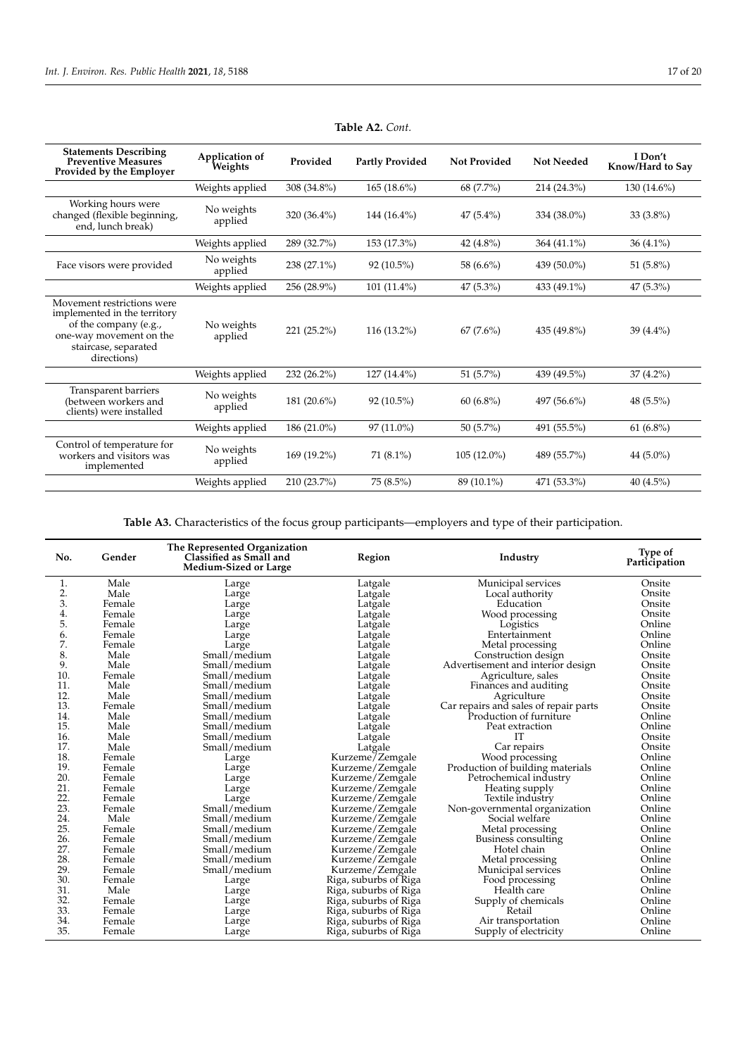**Table A2.** *Cont.*

| Statements Describing Preventive Measures Provided by the Employer | Application of Weights | Provided | Partly Provided | Not Provided | Not Needed | I Don't Know/Hard to Say |
|---|---|---|---|---|---|---|
| | Weights applied | 308 (34.8%) | 165 (18.6%) | 68 (7.7%) | 214 (24.3%) | 130 (14.6%) |
| Working hours were changed (flexible beginning, end, lunch break) | No weights applied | 320 (36.4%) | 144 (16.4%) | 47 (5.4%) | 334 (38.0%) | 33 (3.8%) |
| | Weights applied | 289 (32.7%) | 153 (17.3%) | 42 (4.8%) | 364 (41.1%) | 36 (4.1%) |
| Face visors were provided | No weights applied | 238 (27.1%) | 92 (10.5%) | 58 (6.6%) | 439 (50.0%) | 51 (5.8%) |
| | Weights applied | 256 (28.9%) | 101 (11.4%) | 47 (5.3%) | 433 (49.1%) | 47 (5.3%) |
| Movement restrictions were implemented in the territory of the company (e.g., one-way movement on the staircase, separated directions) | No weights applied | 221 (25.2%) | 116 (13.2%) | 67 (7.6%) | 435 (49.8%) | 39 (4.4%) |
| | Weights applied | 232 (26.2%) | 127 (14.4%) | 51 (5.7%) | 439 (49.5%) | 37 (4.2%) |
| Transparent barriers (between workers and clients) were installed | No weights applied | 181 (20.6%) | 92 (10.5%) | 60 (6.8%) | 497 (56.6%) | 48 (5.5%) |
| | Weights applied | 186 (21.0%) | 97 (11.0%) | 50 (5.7%) | 491 (55.5%) | 61 (6.8%) |
| Control of temperature for workers and visitors was implemented | No weights applied | 169 (19.2%) | 71 (8.1%) | 105 (12.0%) | 489 (55.7%) | 44 (5.0%) |
| | Weights applied | 210 (23.7%) | 75 (8.5%) | 89 (10.1%) | 471 (53.3%) | 40 (4.5%) |

**Table A3.** Characteristics of the focus group participants—employers and type of their participation.

| No. | Gender | The Represented Organization Classified as Small and Medium-Sized or Large | Region | Industry | Type of Participation |
|---|---|---|---|---|---|
| 1. | Male | Large | Latgale | Municipal services | Onsite |
| 2. | Male | Large | Latgale | Local authority | Onsite |
| 3. | Female | Large | Latgale | Education | Onsite |
| 4. | Female | Large | Latgale | Wood processing | Onsite |
| 5. | Female | Large | Latgale | Logistics | Online |
| 6. | Female | Large | Latgale | Entertainment | Online |
| 7. | Female | Large | Latgale | Metal processing | Online |
| 8. | Male | Small/medium | Latgale | Construction design | Onsite |
| 9. | Male | Small/medium | Latgale | Advertisement and interior design | Onsite |
| 10. | Female | Small/medium | Latgale | Agriculture, sales | Onsite |
| 11. | Male | Small/medium | Latgale | Finances and auditing | Onsite |
| 12. | Male | Small/medium | Latgale | Agriculture | Onsite |
| 13. | Female | Small/medium | Latgale | Car repairs and sales of repair parts | Onsite |
| 14. | Male | Small/medium | Latgale | Production of furniture | Online |
| 15. | Male | Small/medium | Latgale | Peat extraction | Online |
| 16. | Male | Small/medium | Latgale | IT | Onsite |
| 17. | Male | Small/medium | Latgale | Car repairs | Onsite |
| 18. | Female | Large | Kurzeme/Zemgale | Wood processing | Online |
| 19. | Female | Large | Kurzeme/Zemgale | Production of building materials | Online |
| 20. | Female | Large | Kurzeme/Zemgale | Petrochemical industry | Online |
| 21. | Female | Large | Kurzeme/Zemgale | Heating supply | Online |
| 22. | Female | Large | Kurzeme/Zemgale | Textile industry | Online |
| 23. | Female | Small/medium | Kurzeme/Zemgale | Non-governmental organization | Online |
| 24. | Male | Small/medium | Kurzeme/Zemgale | Social welfare | Online |
| 25. | Female | Small/medium | Kurzeme/Zemgale | Metal processing | Online |
| 26. | Female | Small/medium | Kurzeme/Zemgale | Business consulting | Online |
| 27. | Female | Small/medium | Kurzeme/Zemgale | Hotel chain | Online |
| 28. | Female | Small/medium | Kurzeme/Zemgale | Metal processing | Online |
| 29. | Female | Small/medium | Kurzeme/Zemgale | Municipal services | Online |
| 30. | Female | Large | Riga, suburbs of Riga | Food processing | Online |
| 31. | Male | Large | Riga, suburbs of Riga | Health care | Online |
| 32. | Female | Large | Riga, suburbs of Riga | Supply of chemicals | Online |
| 33. | Female | Large | Riga, suburbs of Riga | Retail | Online |
| 34. | Female | Large | Riga, suburbs of Riga | Air transportation | Online |
| 35. | Female | Large | Riga, suburbs of Riga | Supply of electricity | Online |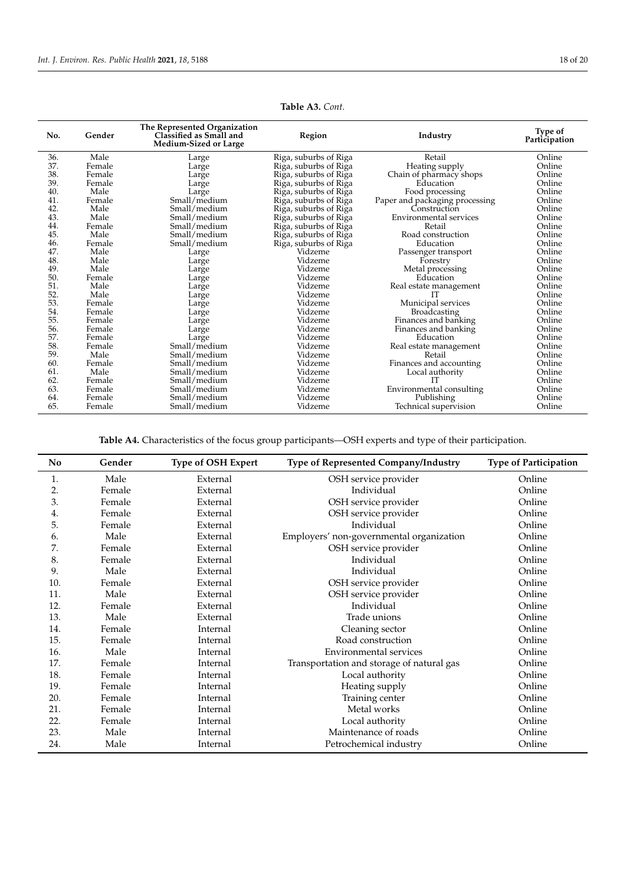**Table A3.** *Cont.*

| No. | Gender | The Represented Organization Classified as Small and Medium-Sized or Large | Region | Industry | Type of Participation |
|---|---|---|---|---|---|
| 36. | Male | Large | Riga, suburbs of Riga | Retail | Online |
| 37. | Female | Large | Riga, suburbs of Riga | Heating supply | Online |
| 38. | Female | Large | Riga, suburbs of Riga | Chain of pharmacy shops | Online |
| 39. | Female | Large | Riga, suburbs of Riga | Education | Online |
| 40. | Male | Large | Riga, suburbs of Riga | Food processing | Online |
| 41. | Female | Small/medium | Riga, suburbs of Riga | Paper and packaging processing | Online |
| 42. | Male | Small/medium | Riga, suburbs of Riga | Construction | Online |
| 43. | Male | Small/medium | Riga, suburbs of Riga | Environmental services | Online |
| 44. | Female | Small/medium | Riga, suburbs of Riga | Retail | Online |
| 45. | Male | Small/medium | Riga, suburbs of Riga | Road construction | Online |
| 46. | Female | Small/medium | Riga, suburbs of Riga | Education | Online |
| 47. | Male | Large | Vidzeme | Passenger transport | Online |
| 48. | Male | Large | Vidzeme | Forestry | Online |
| 49. | Male | Large | Vidzeme | Metal processing | Online |
| 50. | Female | Large | Vidzeme | Education | Online |
| 51. | Male | Large | Vidzeme | Real estate management | Online |
| 52. | Male | Large | Vidzeme | IT | Online |
| 53. | Female | Large | Vidzeme | Municipal services | Online |
| 54. | Female | Large | Vidzeme | Broadcasting | Online |
| 55. | Female | Large | Vidzeme | Finances and banking | Online |
| 56. | Female | Large | Vidzeme | Finances and banking | Online |
| 57. | Female | Large | Vidzeme | Education | Online |
| 58. | Female | Small/medium | Vidzeme | Real estate management | Online |
| 59. | Male | Small/medium | Vidzeme | Retail | Online |
| 60. | Female | Small/medium | Vidzeme | Finances and accounting | Online |
| 61. | Male | Small/medium | Vidzeme | Local authority | Online |
| 62. | Female | Small/medium | Vidzeme | IT | Online |
| 63. | Female | Small/medium | Vidzeme | Environmental consulting | Online |
| 64. | Female | Small/medium | Vidzeme | Publishing | Online |
| 65. | Female | Small/medium | Vidzeme | Technical supervision | Online |

**Table A4.** Characteristics of the focus group participants—OSH experts and type of their participation.

| No | Gender | Type of OSH Expert | Type of Represented Company/Industry | Type of Participation |
|---|---|---|---|---|
| 1. | Male | External | OSH service provider | Online |
| 2. | Female | External | Individual | Online |
| 3. | Female | External | OSH service provider | Online |
| 4. | Female | External | OSH service provider | Online |
| 5. | Female | External | Individual | Online |
| 6. | Male | External | Employers' non-governmental organization | Online |
| 7. | Female | External | OSH service provider | Online |
| 8. | Female | External | Individual | Online |
| 9. | Male | External | Individual | Online |
| 10. | Female | External | OSH service provider | Online |
| 11. | Male | External | OSH service provider | Online |
| 12. | Female | External | Individual | Online |
| 13. | Male | External | Trade unions | Online |
| 14. | Female | Internal | Cleaning sector | Online |
| 15. | Female | Internal | Road construction | Online |
| 16. | Male | Internal | Environmental services | Online |
| 17. | Female | Internal | Transportation and storage of natural gas | Online |
| 18. | Female | Internal | Local authority | Online |
| 19. | Female | Internal | Heating supply | Online |
| 20. | Female | Internal | Training center | Online |
| 21. | Female | Internal | Metal works | Online |
| 22. | Female | Internal | Local authority | Online |
| 23. | Male | Internal | Maintenance of roads | Online |
| 24. | Male | Internal | Petrochemical industry | Online |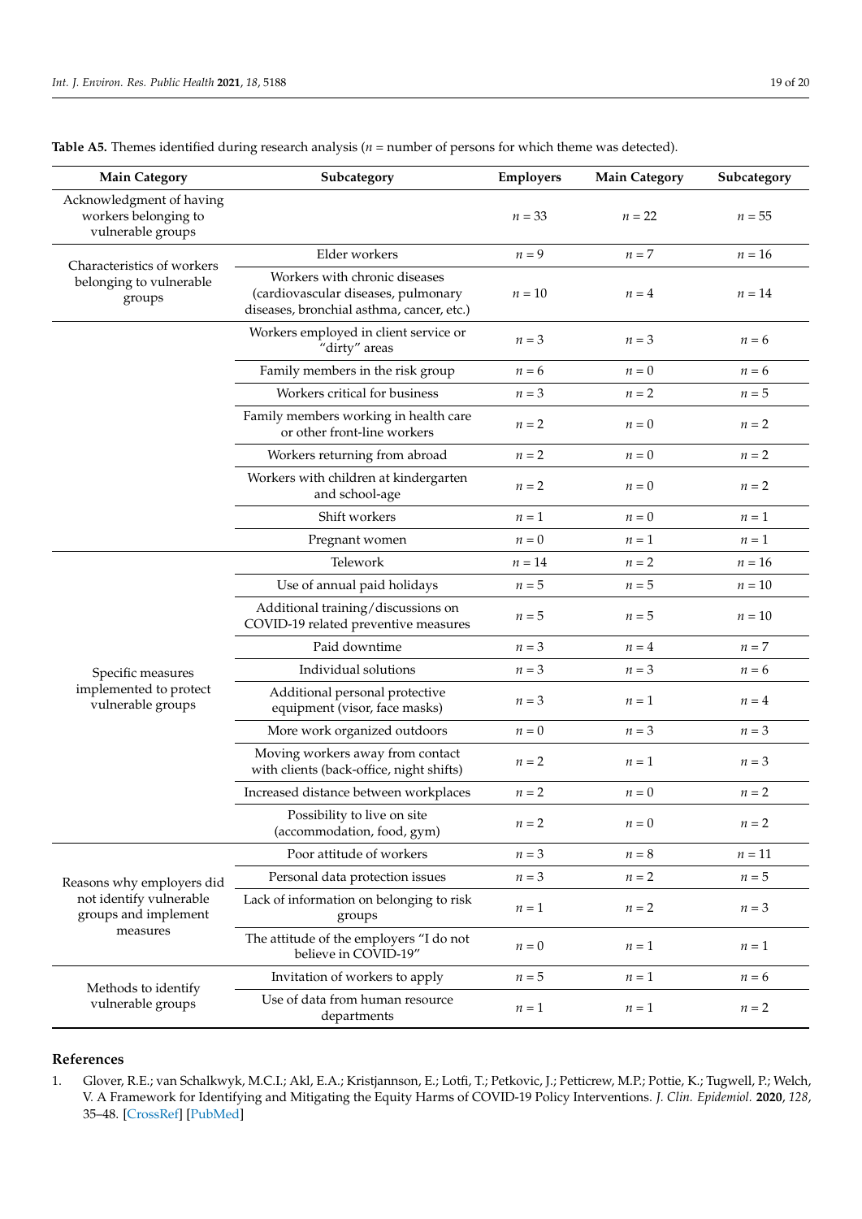**Table A5.** Themes identified during research analysis (*n* = number of persons for which theme was detected).

| Main Category | Subcategory | Employers | Main Category | Subcategory |
|---|---|---|---|---|
| Acknowledgment of having workers belonging to vulnerable groups | | *n* = 33 | *n* = 22 | *n* = 55 |
| Characteristics of workers belonging to vulnerable groups | Elder workers | *n* = 9 | *n* = 7 | *n* = 16 |
| | Workers with chronic diseases (cardiovascular diseases, pulmonary diseases, bronchial asthma, cancer, etc.) | *n* = 10 | *n* = 4 | *n* = 14 |
| | Workers employed in client service or "dirty" areas | *n* = 3 | *n* = 3 | *n* = 6 |
| | Family members in the risk group | *n* = 6 | *n* = 0 | *n* = 6 |
| | Workers critical for business | *n* = 3 | *n* = 2 | *n* = 5 |
| | Family members working in health care or other front-line workers | *n* = 2 | *n* = 0 | *n* = 2 |
| | Workers returning from abroad | *n* = 2 | *n* = 0 | *n* = 2 |
| | Workers with children at kindergarten and school-age | *n* = 2 | *n* = 0 | *n* = 2 |
| | Shift workers | *n* = 1 | *n* = 0 | *n* = 1 |
| | Pregnant women | *n* = 0 | *n* = 1 | *n* = 1 |
| Specific measures implemented to protect vulnerable groups | Telework | *n* = 14 | *n* = 2 | *n* = 16 |
| | Use of annual paid holidays | *n* = 5 | *n* = 5 | *n* = 10 |
| | Additional training/discussions on COVID-19 related preventive measures | *n* = 5 | *n* = 5 | *n* = 10 |
| | Paid downtime | *n* = 3 | *n* = 4 | *n* = 7 |
| | Individual solutions | *n* = 3 | *n* = 3 | *n* = 6 |
| | Additional personal protective equipment (visor, face masks) | *n* = 3 | *n* = 1 | *n* = 4 |
| | More work organized outdoors | *n* = 0 | *n* = 3 | *n* = 3 |
| | Moving workers away from contact with clients (back-office, night shifts) | *n* = 2 | *n* = 1 | *n* = 3 |
| | Increased distance between workplaces | *n* = 2 | *n* = 0 | *n* = 2 |
| | Possibility to live on site (accommodation, food, gym) | *n* = 2 | *n* = 0 | *n* = 2 |
| Reasons why employers did not identify vulnerable groups and implement measures | Poor attitude of workers | *n* = 3 | *n* = 8 | *n* = 11 |
| | Personal data protection issues | *n* = 3 | *n* = 2 | *n* = 5 |
| | Lack of information on belonging to risk groups | *n* = 1 | *n* = 2 | *n* = 3 |
| | The attitude of the employers "I do not believe in COVID-19" | *n* = 0 | *n* = 1 | *n* = 1 |
| Methods to identify vulnerable groups | Invitation of workers to apply | *n* = 5 | *n* = 1 | *n* = 6 |
| | Use of data from human resource departments | *n* = 1 | *n* = 1 | *n* = 2 |

## References

1. Glover, R.E.; van Schalkwyk, M.C.I.; Akl, E.A.; Kristjannson, E.; Lotfi, T.; Petkovic, J.; Petticrew, M.P.; Pottie, K.; Tugwell, P.; Welch, V. A Framework for Identifying and Mitigating the Equity Harms of COVID-19 Policy Interventions. *J. Clin. Epidemiol.* **2020**, *128*, 35–48. [CrossRef] [PubMed]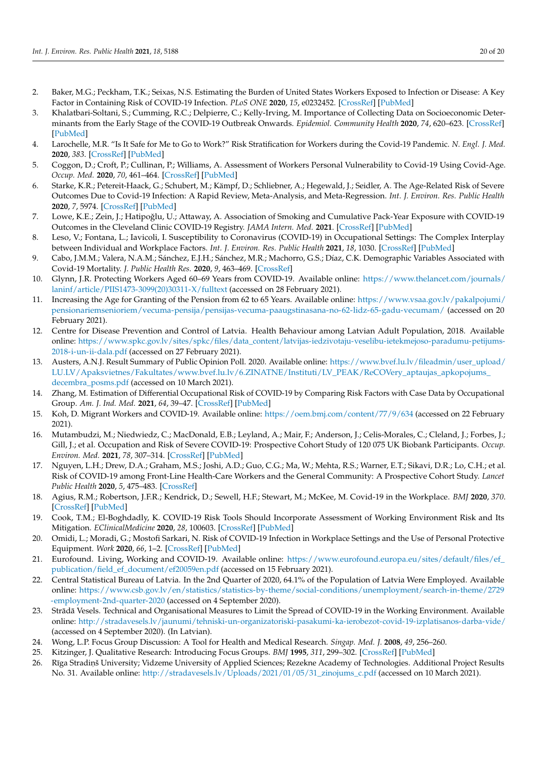2. Baker, M.G.; Peckham, T.K.; Seixas, N.S. Estimating the Burden of United States Workers Exposed to Infection or Disease: A Key Factor in Containing Risk of COVID-19 Infection. *PLoS ONE* **2020**, *15*, e0232452. [CrossRef] [PubMed]
3. Khalatbari-Soltani, S.; Cumming, R.C.; Delpierre, C.; Kelly-Irving, M. Importance of Collecting Data on Socioeconomic Determinants from the Early Stage of the COVID-19 Outbreak Onwards. *Epidemiol. Community Health* **2020**, *74*, 620–623. [CrossRef] [PubMed]
4. Larochelle, M.R. "Is It Safe for Me to Go to Work?" Risk Stratification for Workers during the Covid-19 Pandemic. *N. Engl. J. Med.* **2020**, *383*. [CrossRef] [PubMed]
5. Coggon, D.; Croft, P.; Cullinan, P.; Williams, A. Assessment of Workers Personal Vulnerability to Covid-19 Using Covid-Age. *Occup. Med.* **2020**, *70*, 461–464. [CrossRef] [PubMed]
6. Starke, K.R.; Petereit-Haack, G.; Schubert, M.; Kämpf, D.; Schliebner, A.; Hegewald, J.; Seidler, A. The Age-Related Risk of Severe Outcomes Due to Covid-19 Infection: A Rapid Review, Meta-Analysis, and Meta-Regression. *Int. J. Environ. Res. Public Health* **2020**, *7*, 5974. [CrossRef] [PubMed]
7. Lowe, K.E.; Zein, J.; Hatipoğlu, U.; Attaway, A. Association of Smoking and Cumulative Pack-Year Exposure with COVID-19 Outcomes in the Cleveland Clinic COVID-19 Registry. *JAMA Intern. Med.* **2021**. [CrossRef] [PubMed]
8. Leso, V.; Fontana, L.; Iavicoli, I. Susceptibility to Coronavirus (COVID-19) in Occupational Settings: The Complex Interplay between Individual and Workplace Factors. *Int. J. Environ. Res. Public Health* **2021**, *18*, 1030. [CrossRef] [PubMed]
9. Cabo, J.M.M.; Valera, N.A.M.; Sánchez, E.J.H.; Sánchez, M.R.; Machorro, G.S.; Díaz, C.K. Demographic Variables Associated with Covid-19 Mortality. *J. Public Health Res.* **2020**, *9*, 463–469. [CrossRef]
10. Glynn, J.R. Protecting Workers Aged 60–69 Years from COVID-19. Available online: https://www.thelancet.com/journals/laninf/article/PIIS1473-3099(20)30311-X/fulltext (accessed on 28 February 2021).
11. Increasing the Age for Granting of the Pension from 62 to 65 Years. Available online: https://www.vsaa.gov.lv/pakalpojumi/pensionariemsenioriem/vecuma-pensija/pensijas-vecuma-paaugstinasana-no-62-lidz-65-gadu-vecumam/ (accessed on 20 February 2021).
12. Centre for Disease Prevention and Control of Latvia. Health Behaviour among Latvian Adult Population, 2018. Available online: https://www.spkc.gov.lv/sites/spkc/files/data_content/latvijas-iedzivotaju-veselibu-ietekmejoso-paradumu-petijums-2018-i-un-ii-dala.pdf (accessed on 27 February 2021).
13. Austers, A.N.J. Result Summary of Public Opinion Poll. 2020. Available online: https://www.bvef.lu.lv/fileadmin/user_upload/LU.LV/Apaksvietnes/Fakultates/www.bvef.lu.lv/6.ZINATNE/Instituti/LV_PEAK/ReCOVery_aptaujas_apkopojums_decembra_posms.pdf (accessed on 10 March 2021).
14. Zhang, M. Estimation of Differential Occupational Risk of COVID-19 by Comparing Risk Factors with Case Data by Occupational Group. *Am. J. Ind. Med.* **2021**, *64*, 39–47. [CrossRef] [PubMed]
15. Koh, D. Migrant Workers and COVID-19. Available online: https://oem.bmj.com/content/77/9/634 (accessed on 22 February 2021).
16. Mutambudzi, M.; Niedwiedz, C.; MacDonald, E.B.; Leyland, A.; Mair, F.; Anderson, J.; Celis-Morales, C.; Cleland, J.; Forbes, J.; Gill, J.; et al. Occupation and Risk of Severe COVID-19: Prospective Cohort Study of 120 075 UK Biobank Participants. *Occup. Environ. Med.* **2021**, *78*, 307–314. [CrossRef] [PubMed]
17. Nguyen, L.H.; Drew, D.A.; Graham, M.S.; Joshi, A.D.; Guo, C.G.; Ma, W.; Mehta, R.S.; Warner, E.T.; Sikavi, D.R.; Lo, C.H.; et al. Risk of COVID-19 among Front-Line Health-Care Workers and the General Community: A Prospective Cohort Study. *Lancet Public Health* **2020**, *5*, 475–483. [CrossRef]
18. Agius, R.M.; Robertson, J.F.R.; Kendrick, D.; Sewell, H.F.; Stewart, M.; McKee, M. Covid-19 in the Workplace. *BMJ* **2020**, *370*. [CrossRef] [PubMed]
19. Cook, T.M.; El-Boghdadly, K. COVID-19 Risk Tools Should Incorporate Assessment of Working Environment Risk and Its Mitigation. *EClinicalMedicine* **2020**, *28*, 100603. [CrossRef] [PubMed]
20. Omidi, L.; Moradi, G.; Mostofi Sarkari, N. Risk of COVID-19 Infection in Workplace Settings and the Use of Personal Protective Equipment. *Work* **2020**, *66*, 1–2. [CrossRef] [PubMed]
21. Eurofound. Living, Working and COVID-19. Available online: https://www.eurofound.europa.eu/sites/default/files/ef_publication/field_ef_document/ef20059en.pdf (accessed on 15 February 2021).
22. Central Statistical Bureau of Latvia. In the 2nd Quarter of 2020, 64.1% of the Population of Latvia Were Employed. Available online: https://www.csb.gov.lv/en/statistics/statistics-by-theme/social-conditions/unemployment/search-in-theme/2729-employment-2nd-quarter-2020 (accessed on 4 September 2020).
23. Strādā Vesels. Technical and Organisational Measures to Limit the Spread of COVID-19 in the Working Environment. Available online: http://stradavesels.lv/jaunumi/tehniski-un-organizatoriski-pasakumi-ka-ierobezot-covid-19-izplatisanos-darba-vide/ (accessed on 4 September 2020). (In Latvian).
24. Wong, L.P. Focus Group Discussion: A Tool for Health and Medical Research. *Singap. Med. J.* **2008**, *49*, 256–260.
25. Kitzinger, J. Qualitative Research: Introducing Focus Groups. *BMJ* **1995**, *311*, 299–302. [CrossRef] [PubMed]
26. Rīga Stradiņš University; Vidzeme University of Applied Sciences; Rezekne Academy of Technologies. Additional Project Results No. 31. Available online: http://stradavesels.lv/Uploads/2021/01/05/31_zinojums_c.pdf (accessed on 10 March 2021).